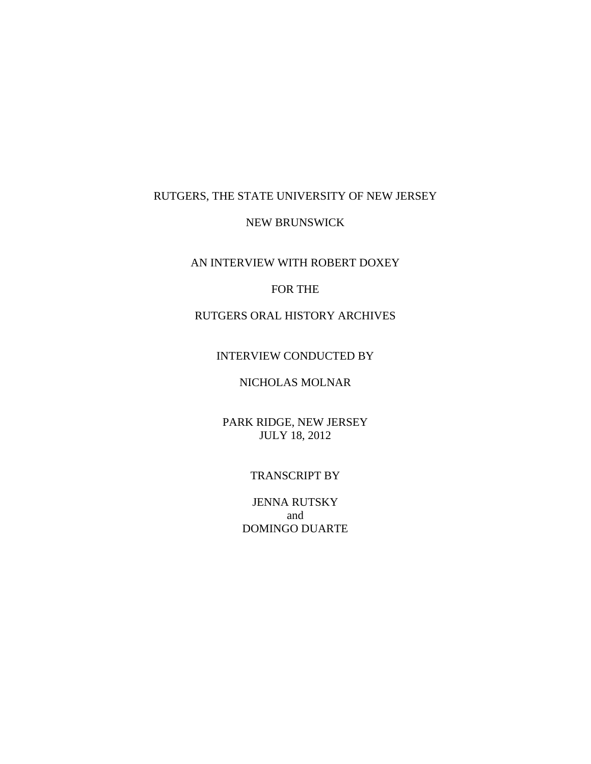RUTGERS, THE STATE UNIVERSITY OF NEW JERSEY

NEW BRUNSWICK

AN INTERVIEW WITH ROBERT DOXEY

FOR THE

RUTGERS ORAL HISTORY ARCHIVES

INTERVIEW CONDUCTED BY

NICHOLAS MOLNAR

PARK RIDGE, NEW JERSEY
JULY 18, 2012

TRANSCRIPT BY

JENNA RUTSKY
and
DOMINGO DUARTE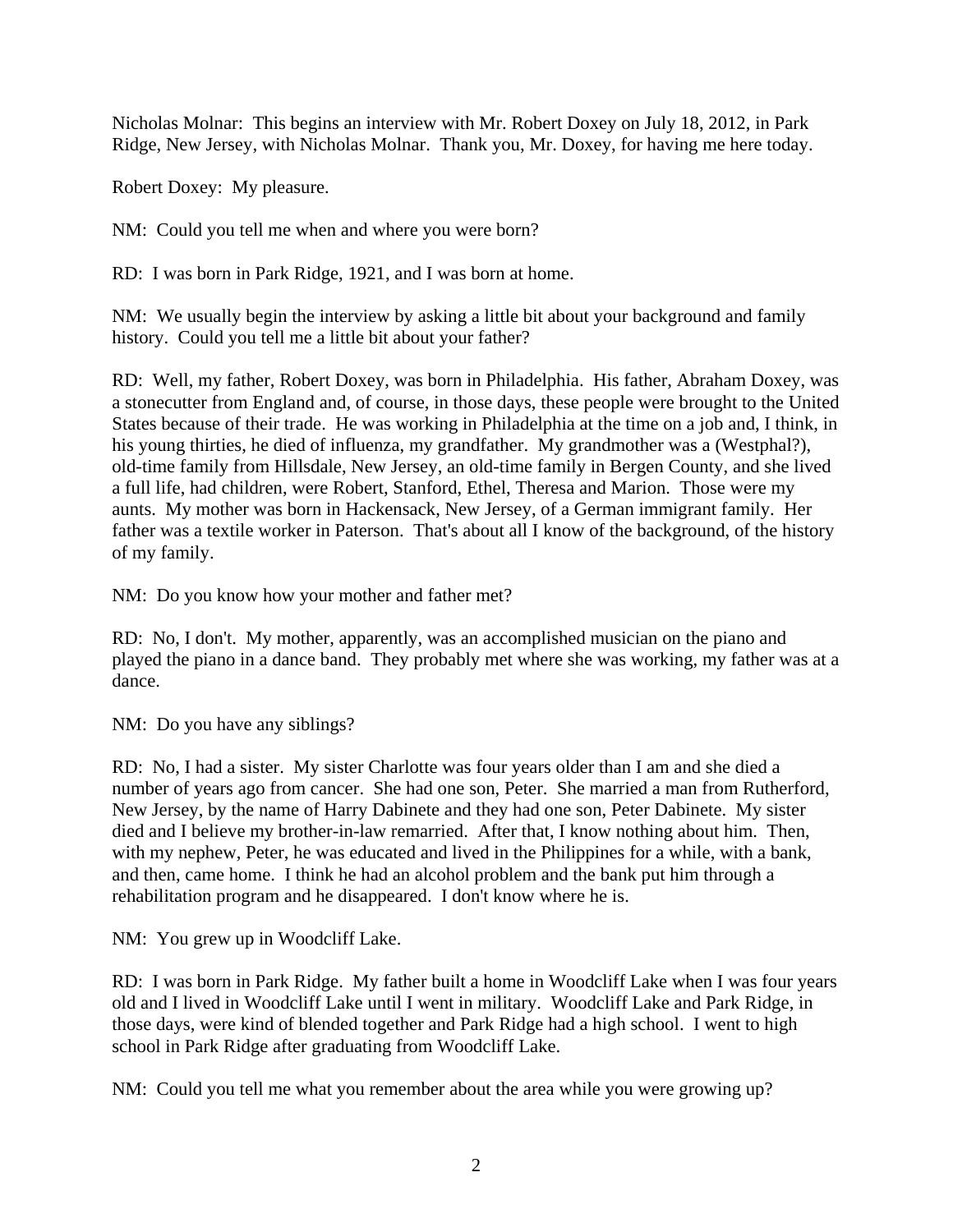Nicholas Molnar: This begins an interview with Mr. Robert Doxey on July 18, 2012, in Park Ridge, New Jersey, with Nicholas Molnar. Thank you, Mr. Doxey, for having me here today.

Robert Doxey: My pleasure.

NM: Could you tell me when and where you were born?

RD: I was born in Park Ridge, 1921, and I was born at home.

NM: We usually begin the interview by asking a little bit about your background and family history. Could you tell me a little bit about your father?

RD: Well, my father, Robert Doxey, was born in Philadelphia. His father, Abraham Doxey, was a stonecutter from England and, of course, in those days, these people were brought to the United States because of their trade. He was working in Philadelphia at the time on a job and, I think, in his young thirties, he died of influenza, my grandfather. My grandmother was a (Westphal?), old-time family from Hillsdale, New Jersey, an old-time family in Bergen County, and she lived a full life, had children, were Robert, Stanford, Ethel, Theresa and Marion. Those were my aunts. My mother was born in Hackensack, New Jersey, of a German immigrant family. Her father was a textile worker in Paterson. That's about all I know of the background, of the history of my family.

NM: Do you know how your mother and father met?

RD: No, I don't. My mother, apparently, was an accomplished musician on the piano and played the piano in a dance band. They probably met where she was working, my father was at a dance.

NM: Do you have any siblings?

RD: No, I had a sister. My sister Charlotte was four years older than I am and she died a number of years ago from cancer. She had one son, Peter. She married a man from Rutherford, New Jersey, by the name of Harry Dabinete and they had one son, Peter Dabinete. My sister died and I believe my brother-in-law remarried. After that, I know nothing about him. Then, with my nephew, Peter, he was educated and lived in the Philippines for a while, with a bank, and then, came home. I think he had an alcohol problem and the bank put him through a rehabilitation program and he disappeared. I don't know where he is.

NM: You grew up in Woodcliff Lake.

RD: I was born in Park Ridge. My father built a home in Woodcliff Lake when I was four years old and I lived in Woodcliff Lake until I went in military. Woodcliff Lake and Park Ridge, in those days, were kind of blended together and Park Ridge had a high school. I went to high school in Park Ridge after graduating from Woodcliff Lake.

NM: Could you tell me what you remember about the area while you were growing up?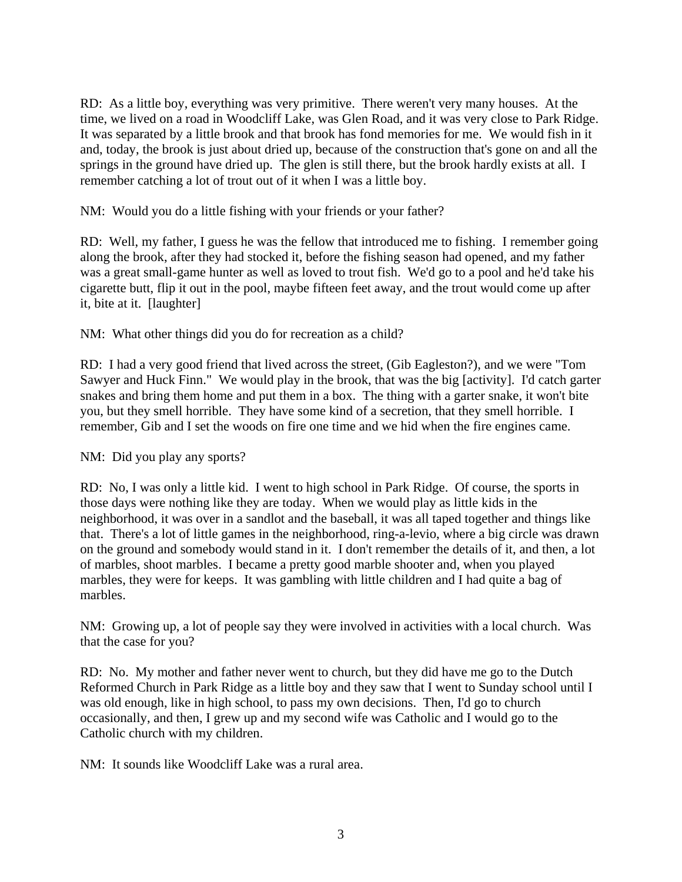RD: As a little boy, everything was very primitive. There weren't very many houses. At the time, we lived on a road in Woodcliff Lake, was Glen Road, and it was very close to Park Ridge. It was separated by a little brook and that brook has fond memories for me. We would fish in it and, today, the brook is just about dried up, because of the construction that's gone on and all the springs in the ground have dried up. The glen is still there, but the brook hardly exists at all. I remember catching a lot of trout out of it when I was a little boy.

NM: Would you do a little fishing with your friends or your father?

RD: Well, my father, I guess he was the fellow that introduced me to fishing. I remember going along the brook, after they had stocked it, before the fishing season had opened, and my father was a great small-game hunter as well as loved to trout fish. We'd go to a pool and he'd take his cigarette butt, flip it out in the pool, maybe fifteen feet away, and the trout would come up after it, bite at it. [laughter]

NM: What other things did you do for recreation as a child?

RD: I had a very good friend that lived across the street, (Gib Eagleston?), and we were "Tom Sawyer and Huck Finn." We would play in the brook, that was the big [activity]. I'd catch garter snakes and bring them home and put them in a box. The thing with a garter snake, it won't bite you, but they smell horrible. They have some kind of a secretion, that they smell horrible. I remember, Gib and I set the woods on fire one time and we hid when the fire engines came.

NM: Did you play any sports?

RD: No, I was only a little kid. I went to high school in Park Ridge. Of course, the sports in those days were nothing like they are today. When we would play as little kids in the neighborhood, it was over in a sandlot and the baseball, it was all taped together and things like that. There's a lot of little games in the neighborhood, ring-a-levio, where a big circle was drawn on the ground and somebody would stand in it. I don't remember the details of it, and then, a lot of marbles, shoot marbles. I became a pretty good marble shooter and, when you played marbles, they were for keeps. It was gambling with little children and I had quite a bag of marbles.

NM: Growing up, a lot of people say they were involved in activities with a local church. Was that the case for you?

RD: No. My mother and father never went to church, but they did have me go to the Dutch Reformed Church in Park Ridge as a little boy and they saw that I went to Sunday school until I was old enough, like in high school, to pass my own decisions. Then, I'd go to church occasionally, and then, I grew up and my second wife was Catholic and I would go to the Catholic church with my children.

NM: It sounds like Woodcliff Lake was a rural area.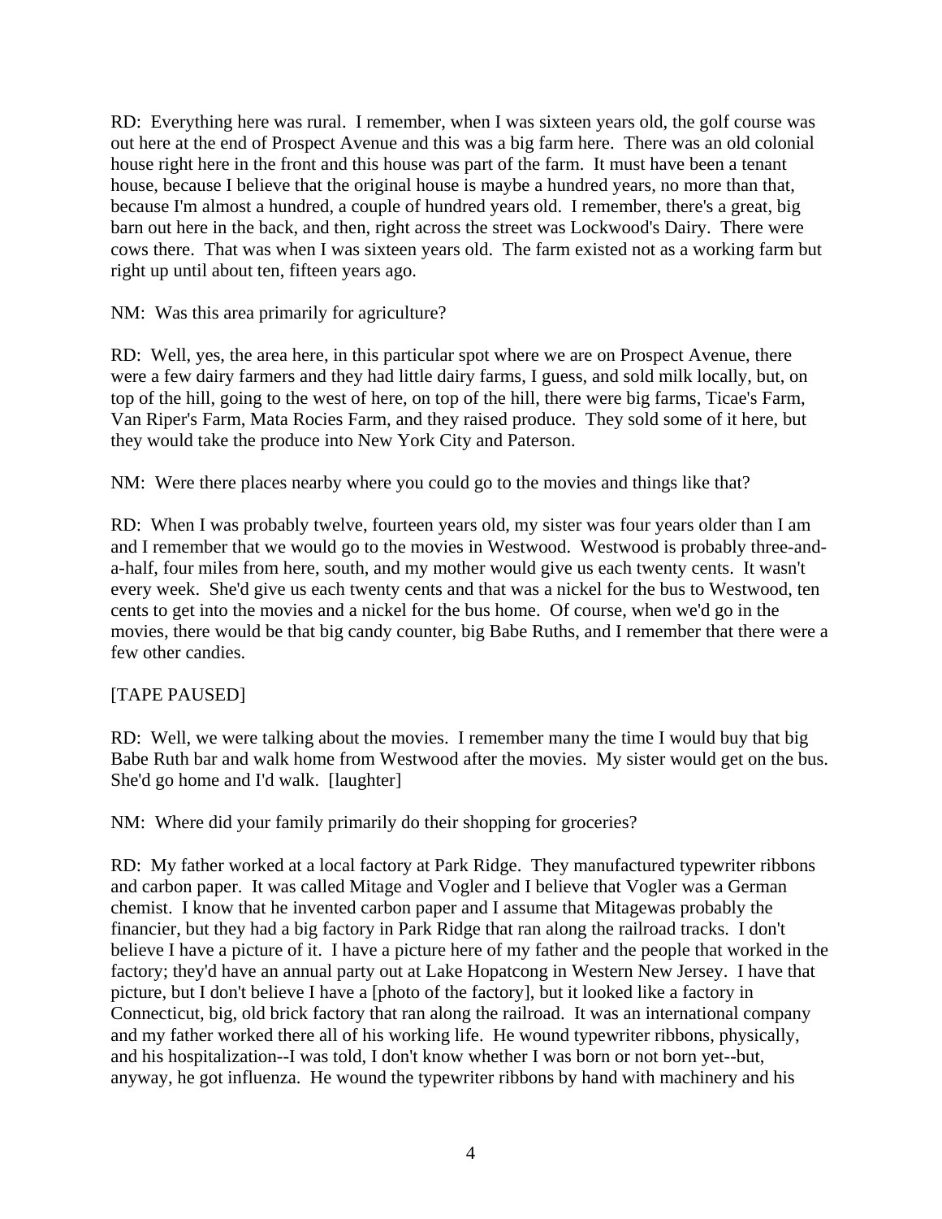RD: Everything here was rural. I remember, when I was sixteen years old, the golf course was out here at the end of Prospect Avenue and this was a big farm here. There was an old colonial house right here in the front and this house was part of the farm. It must have been a tenant house, because I believe that the original house is maybe a hundred years, no more than that, because I'm almost a hundred, a couple of hundred years old. I remember, there's a great, big barn out here in the back, and then, right across the street was Lockwood's Dairy. There were cows there. That was when I was sixteen years old. The farm existed not as a working farm but right up until about ten, fifteen years ago.

NM: Was this area primarily for agriculture?

RD: Well, yes, the area here, in this particular spot where we are on Prospect Avenue, there were a few dairy farmers and they had little dairy farms, I guess, and sold milk locally, but, on top of the hill, going to the west of here, on top of the hill, there were big farms, Ticae's Farm, Van Riper's Farm, Mata Rocies Farm, and they raised produce. They sold some of it here, but they would take the produce into New York City and Paterson.

NM: Were there places nearby where you could go to the movies and things like that?

RD: When I was probably twelve, fourteen years old, my sister was four years older than I am and I remember that we would go to the movies in Westwood. Westwood is probably three-and-a-half, four miles from here, south, and my mother would give us each twenty cents. It wasn't every week. She'd give us each twenty cents and that was a nickel for the bus to Westwood, ten cents to get into the movies and a nickel for the bus home. Of course, when we'd go in the movies, there would be that big candy counter, big Babe Ruths, and I remember that there were a few other candies.

[TAPE PAUSED]

RD: Well, we were talking about the movies. I remember many the time I would buy that big Babe Ruth bar and walk home from Westwood after the movies. My sister would get on the bus. She'd go home and I'd walk. [laughter]

NM: Where did your family primarily do their shopping for groceries?

RD: My father worked at a local factory at Park Ridge. They manufactured typewriter ribbons and carbon paper. It was called Mitage and Vogler and I believe that Vogler was a German chemist. I know that he invented carbon paper and I assume that Mitagewas probably the financier, but they had a big factory in Park Ridge that ran along the railroad tracks. I don't believe I have a picture of it. I have a picture here of my father and the people that worked in the factory; they'd have an annual party out at Lake Hopatcong in Western New Jersey. I have that picture, but I don't believe I have a [photo of the factory], but it looked like a factory in Connecticut, big, old brick factory that ran along the railroad. It was an international company and my father worked there all of his working life. He wound typewriter ribbons, physically, and his hospitalization--I was told, I don't know whether I was born or not born yet--but, anyway, he got influenza. He wound the typewriter ribbons by hand with machinery and his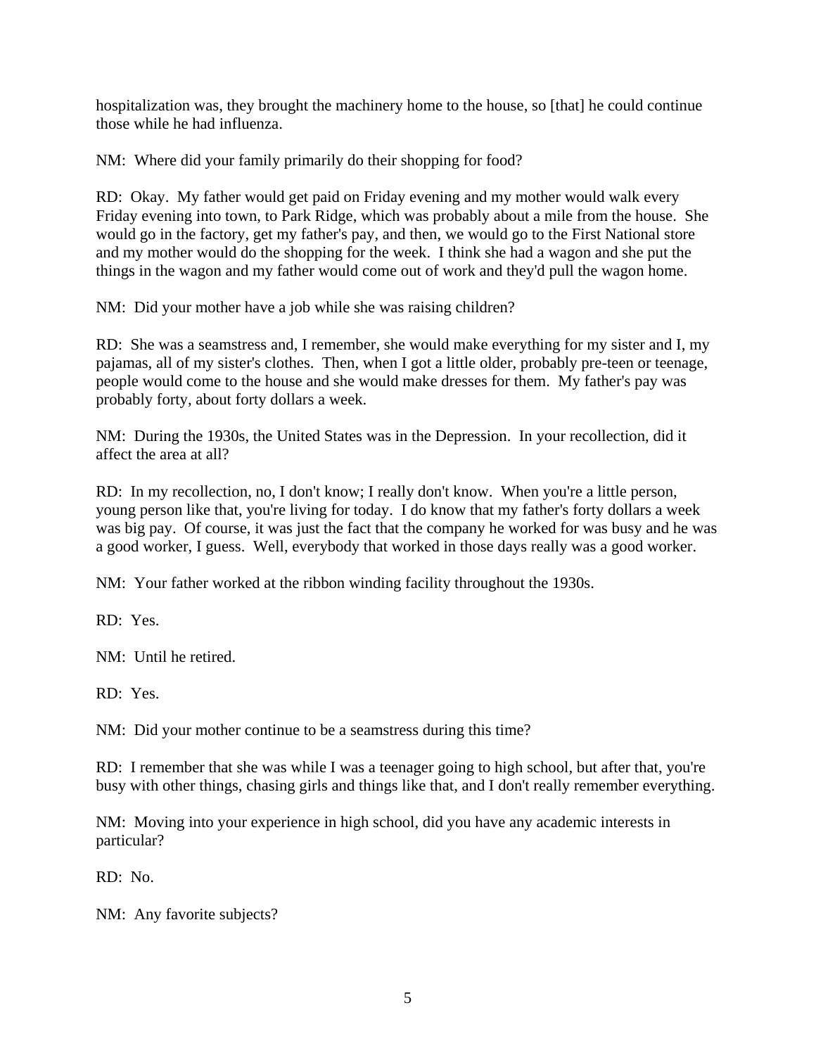hospitalization was, they brought the machinery home to the house, so [that] he could continue those while he had influenza.

NM: Where did your family primarily do their shopping for food?

RD: Okay. My father would get paid on Friday evening and my mother would walk every Friday evening into town, to Park Ridge, which was probably about a mile from the house. She would go in the factory, get my father's pay, and then, we would go to the First National store and my mother would do the shopping for the week. I think she had a wagon and she put the things in the wagon and my father would come out of work and they'd pull the wagon home.

NM: Did your mother have a job while she was raising children?

RD: She was a seamstress and, I remember, she would make everything for my sister and I, my pajamas, all of my sister's clothes. Then, when I got a little older, probably pre-teen or teenage, people would come to the house and she would make dresses for them. My father's pay was probably forty, about forty dollars a week.

NM: During the 1930s, the United States was in the Depression. In your recollection, did it affect the area at all?

RD: In my recollection, no, I don't know; I really don't know. When you're a little person, young person like that, you're living for today. I do know that my father's forty dollars a week was big pay. Of course, it was just the fact that the company he worked for was busy and he was a good worker, I guess. Well, everybody that worked in those days really was a good worker.

NM: Your father worked at the ribbon winding facility throughout the 1930s.

RD: Yes.

NM: Until he retired.

RD: Yes.

NM: Did your mother continue to be a seamstress during this time?

RD: I remember that she was while I was a teenager going to high school, but after that, you're busy with other things, chasing girls and things like that, and I don't really remember everything.

NM: Moving into your experience in high school, did you have any academic interests in particular?

RD: No.

NM: Any favorite subjects?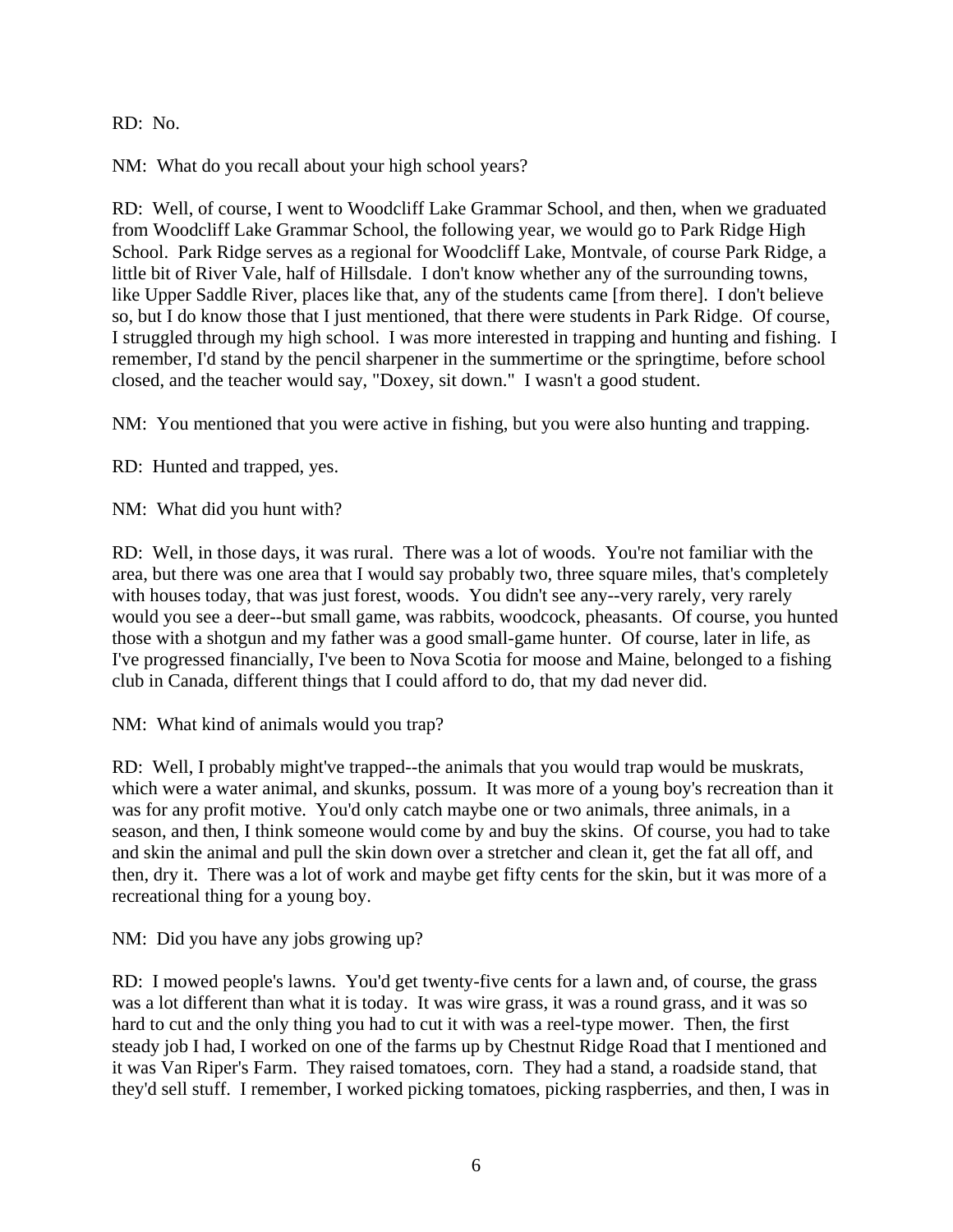RD: No.

NM: What do you recall about your high school years?

RD: Well, of course, I went to Woodcliff Lake Grammar School, and then, when we graduated from Woodcliff Lake Grammar School, the following year, we would go to Park Ridge High School. Park Ridge serves as a regional for Woodcliff Lake, Montvale, of course Park Ridge, a little bit of River Vale, half of Hillsdale. I don't know whether any of the surrounding towns, like Upper Saddle River, places like that, any of the students came [from there]. I don't believe so, but I do know those that I just mentioned, that there were students in Park Ridge. Of course, I struggled through my high school. I was more interested in trapping and hunting and fishing. I remember, I'd stand by the pencil sharpener in the summertime or the springtime, before school closed, and the teacher would say, "Doxey, sit down." I wasn't a good student.

NM: You mentioned that you were active in fishing, but you were also hunting and trapping.

RD: Hunted and trapped, yes.

NM: What did you hunt with?

RD: Well, in those days, it was rural. There was a lot of woods. You're not familiar with the area, but there was one area that I would say probably two, three square miles, that's completely with houses today, that was just forest, woods. You didn't see any--very rarely, very rarely would you see a deer--but small game, was rabbits, woodcock, pheasants. Of course, you hunted those with a shotgun and my father was a good small-game hunter. Of course, later in life, as I've progressed financially, I've been to Nova Scotia for moose and Maine, belonged to a fishing club in Canada, different things that I could afford to do, that my dad never did.

NM: What kind of animals would you trap?

RD: Well, I probably might've trapped--the animals that you would trap would be muskrats, which were a water animal, and skunks, possum. It was more of a young boy's recreation than it was for any profit motive. You'd only catch maybe one or two animals, three animals, in a season, and then, I think someone would come by and buy the skins. Of course, you had to take and skin the animal and pull the skin down over a stretcher and clean it, get the fat all off, and then, dry it. There was a lot of work and maybe get fifty cents for the skin, but it was more of a recreational thing for a young boy.

NM: Did you have any jobs growing up?

RD: I mowed people's lawns. You'd get twenty-five cents for a lawn and, of course, the grass was a lot different than what it is today. It was wire grass, it was a round grass, and it was so hard to cut and the only thing you had to cut it with was a reel-type mower. Then, the first steady job I had, I worked on one of the farms up by Chestnut Ridge Road that I mentioned and it was Van Riper's Farm. They raised tomatoes, corn. They had a stand, a roadside stand, that they'd sell stuff. I remember, I worked picking tomatoes, picking raspberries, and then, I was in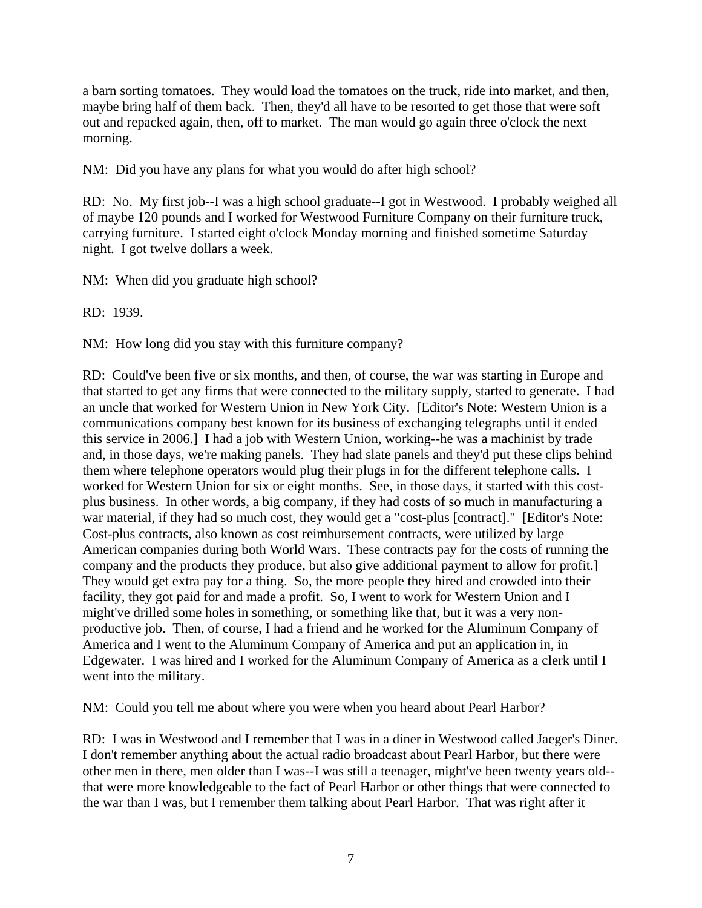a barn sorting tomatoes. They would load the tomatoes on the truck, ride into market, and then, maybe bring half of them back. Then, they'd all have to be resorted to get those that were soft out and repacked again, then, off to market. The man would go again three o'clock the next morning.

NM: Did you have any plans for what you would do after high school?

RD: No. My first job--I was a high school graduate--I got in Westwood. I probably weighed all of maybe 120 pounds and I worked for Westwood Furniture Company on their furniture truck, carrying furniture. I started eight o'clock Monday morning and finished sometime Saturday night. I got twelve dollars a week.

NM: When did you graduate high school?

RD: 1939.

NM: How long did you stay with this furniture company?

RD: Could've been five or six months, and then, of course, the war was starting in Europe and that started to get any firms that were connected to the military supply, started to generate. I had an uncle that worked for Western Union in New York City. [Editor's Note: Western Union is a communications company best known for its business of exchanging telegraphs until it ended this service in 2006.] I had a job with Western Union, working--he was a machinist by trade and, in those days, we're making panels. They had slate panels and they'd put these clips behind them where telephone operators would plug their plugs in for the different telephone calls. I worked for Western Union for six or eight months. See, in those days, it started with this cost-plus business. In other words, a big company, if they had costs of so much in manufacturing a war material, if they had so much cost, they would get a "cost-plus [contract]." [Editor's Note: Cost-plus contracts, also known as cost reimbursement contracts, were utilized by large American companies during both World Wars. These contracts pay for the costs of running the company and the products they produce, but also give additional payment to allow for profit.] They would get extra pay for a thing. So, the more people they hired and crowded into their facility, they got paid for and made a profit. So, I went to work for Western Union and I might've drilled some holes in something, or something like that, but it was a very non-productive job. Then, of course, I had a friend and he worked for the Aluminum Company of America and I went to the Aluminum Company of America and put an application in, in Edgewater. I was hired and I worked for the Aluminum Company of America as a clerk until I went into the military.

NM: Could you tell me about where you were when you heard about Pearl Harbor?

RD: I was in Westwood and I remember that I was in a diner in Westwood called Jaeger's Diner. I don't remember anything about the actual radio broadcast about Pearl Harbor, but there were other men in there, men older than I was--I was still a teenager, might've been twenty years old--that were more knowledgeable to the fact of Pearl Harbor or other things that were connected to the war than I was, but I remember them talking about Pearl Harbor. That was right after it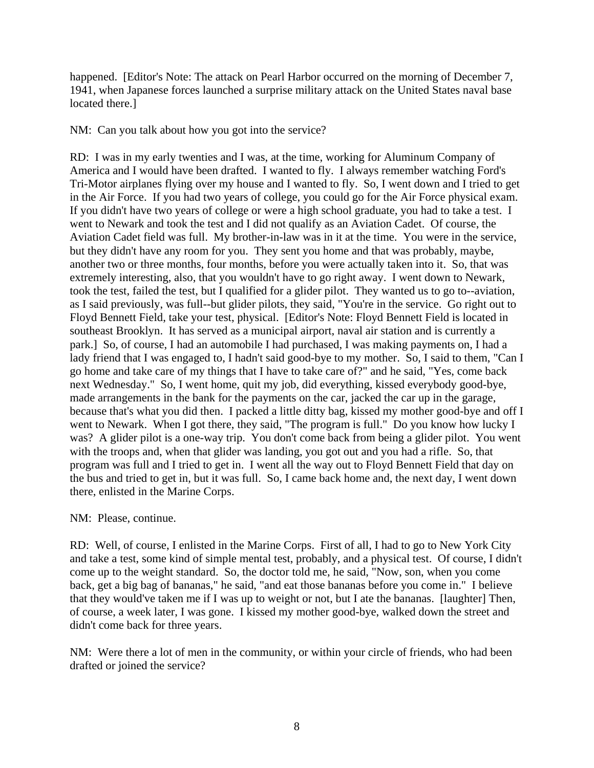happened. [Editor's Note: The attack on Pearl Harbor occurred on the morning of December 7, 1941, when Japanese forces launched a surprise military attack on the United States naval base located there.]

NM: Can you talk about how you got into the service?

RD: I was in my early twenties and I was, at the time, working for Aluminum Company of America and I would have been drafted. I wanted to fly. I always remember watching Ford's Tri-Motor airplanes flying over my house and I wanted to fly. So, I went down and I tried to get in the Air Force. If you had two years of college, you could go for the Air Force physical exam. If you didn't have two years of college or were a high school graduate, you had to take a test. I went to Newark and took the test and I did not qualify as an Aviation Cadet. Of course, the Aviation Cadet field was full. My brother-in-law was in it at the time. You were in the service, but they didn't have any room for you. They sent you home and that was probably, maybe, another two or three months, four months, before you were actually taken into it. So, that was extremely interesting, also, that you wouldn't have to go right away. I went down to Newark, took the test, failed the test, but I qualified for a glider pilot. They wanted us to go to--aviation, as I said previously, was full--but glider pilots, they said, "You're in the service. Go right out to Floyd Bennett Field, take your test, physical. [Editor's Note: Floyd Bennett Field is located in southeast Brooklyn. It has served as a municipal airport, naval air station and is currently a park.] So, of course, I had an automobile I had purchased, I was making payments on, I had a lady friend that I was engaged to, I hadn't said good-bye to my mother. So, I said to them, "Can I go home and take care of my things that I have to take care of?" and he said, "Yes, come back next Wednesday." So, I went home, quit my job, did everything, kissed everybody good-bye, made arrangements in the bank for the payments on the car, jacked the car up in the garage, because that's what you did then. I packed a little ditty bag, kissed my mother good-bye and off I went to Newark. When I got there, they said, "The program is full." Do you know how lucky I was? A glider pilot is a one-way trip. You don't come back from being a glider pilot. You went with the troops and, when that glider was landing, you got out and you had a rifle. So, that program was full and I tried to get in. I went all the way out to Floyd Bennett Field that day on the bus and tried to get in, but it was full. So, I came back home and, the next day, I went down there, enlisted in the Marine Corps.

NM: Please, continue.

RD: Well, of course, I enlisted in the Marine Corps. First of all, I had to go to New York City and take a test, some kind of simple mental test, probably, and a physical test. Of course, I didn't come up to the weight standard. So, the doctor told me, he said, "Now, son, when you come back, get a big bag of bananas," he said, "and eat those bananas before you come in." I believe that they would've taken me if I was up to weight or not, but I ate the bananas. [laughter] Then, of course, a week later, I was gone. I kissed my mother good-bye, walked down the street and didn't come back for three years.

NM: Were there a lot of men in the community, or within your circle of friends, who had been drafted or joined the service?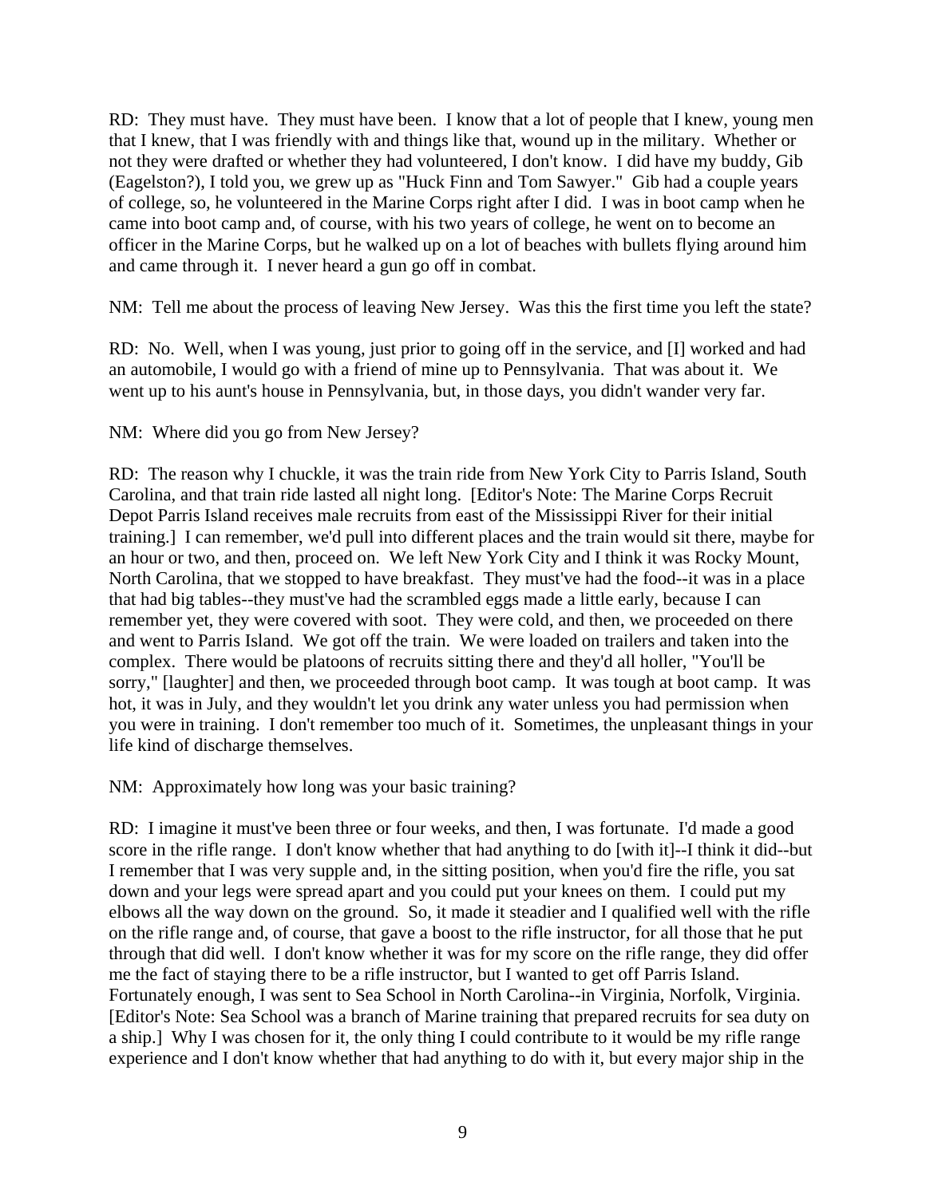RD: They must have. They must have been. I know that a lot of people that I knew, young men that I knew, that I was friendly with and things like that, wound up in the military. Whether or not they were drafted or whether they had volunteered, I don't know. I did have my buddy, Gib (Eagelston?), I told you, we grew up as "Huck Finn and Tom Sawyer." Gib had a couple years of college, so, he volunteered in the Marine Corps right after I did. I was in boot camp when he came into boot camp and, of course, with his two years of college, he went on to become an officer in the Marine Corps, but he walked up on a lot of beaches with bullets flying around him and came through it. I never heard a gun go off in combat.

NM: Tell me about the process of leaving New Jersey. Was this the first time you left the state?

RD: No. Well, when I was young, just prior to going off in the service, and [I] worked and had an automobile, I would go with a friend of mine up to Pennsylvania. That was about it. We went up to his aunt's house in Pennsylvania, but, in those days, you didn't wander very far.

NM: Where did you go from New Jersey?

RD: The reason why I chuckle, it was the train ride from New York City to Parris Island, South Carolina, and that train ride lasted all night long. [Editor's Note: The Marine Corps Recruit Depot Parris Island receives male recruits from east of the Mississippi River for their initial training.] I can remember, we'd pull into different places and the train would sit there, maybe for an hour or two, and then, proceed on. We left New York City and I think it was Rocky Mount, North Carolina, that we stopped to have breakfast. They must've had the food--it was in a place that had big tables--they must've had the scrambled eggs made a little early, because I can remember yet, they were covered with soot. They were cold, and then, we proceeded on there and went to Parris Island. We got off the train. We were loaded on trailers and taken into the complex. There would be platoons of recruits sitting there and they'd all holler, "You'll be sorry," [laughter] and then, we proceeded through boot camp. It was tough at boot camp. It was hot, it was in July, and they wouldn't let you drink any water unless you had permission when you were in training. I don't remember too much of it. Sometimes, the unpleasant things in your life kind of discharge themselves.

NM: Approximately how long was your basic training?

RD: I imagine it must've been three or four weeks, and then, I was fortunate. I'd made a good score in the rifle range. I don't know whether that had anything to do [with it]--I think it did--but I remember that I was very supple and, in the sitting position, when you'd fire the rifle, you sat down and your legs were spread apart and you could put your knees on them. I could put my elbows all the way down on the ground. So, it made it steadier and I qualified well with the rifle on the rifle range and, of course, that gave a boost to the rifle instructor, for all those that he put through that did well. I don't know whether it was for my score on the rifle range, they did offer me the fact of staying there to be a rifle instructor, but I wanted to get off Parris Island. Fortunately enough, I was sent to Sea School in North Carolina--in Virginia, Norfolk, Virginia. [Editor's Note: Sea School was a branch of Marine training that prepared recruits for sea duty on a ship.] Why I was chosen for it, the only thing I could contribute to it would be my rifle range experience and I don't know whether that had anything to do with it, but every major ship in the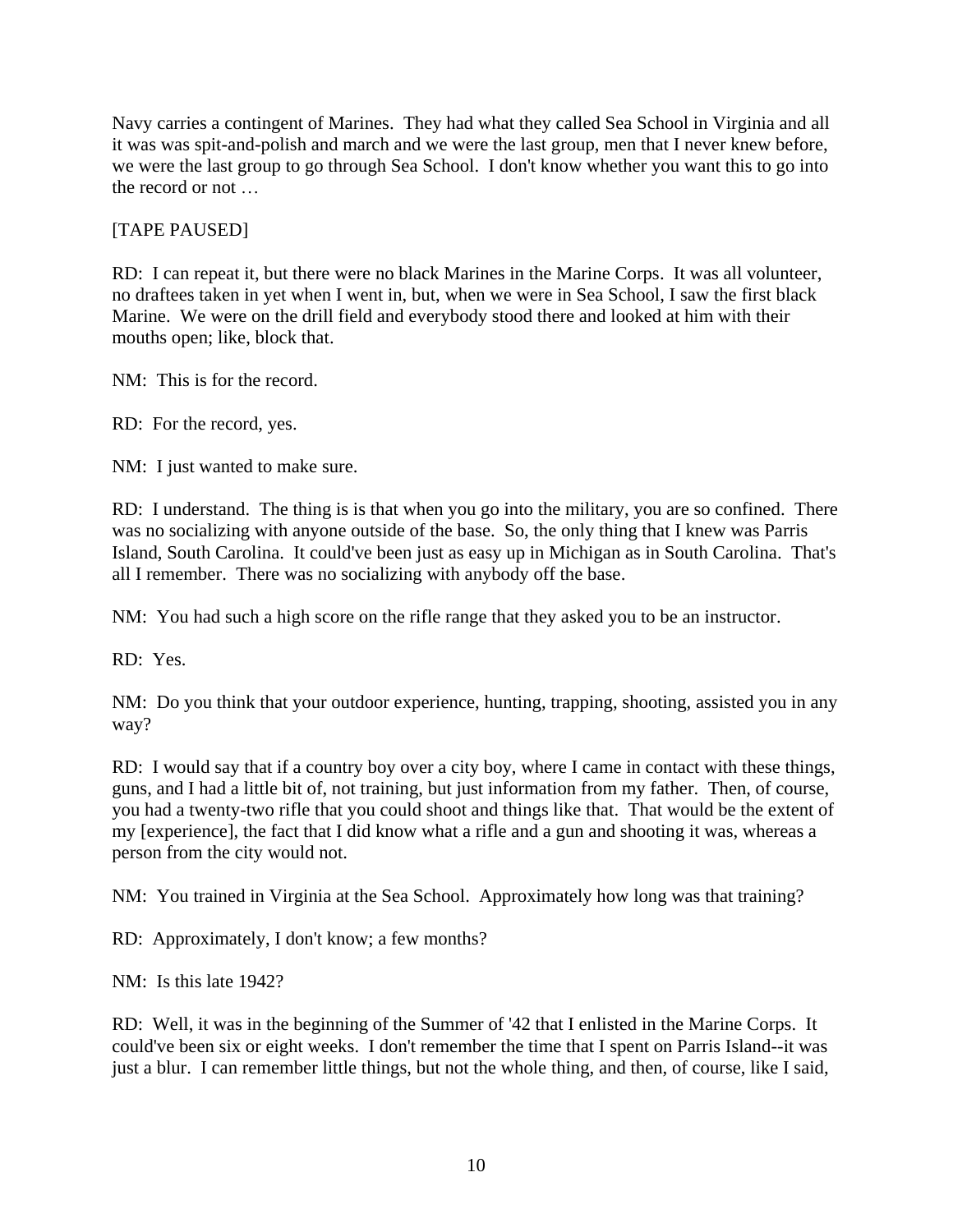Navy carries a contingent of Marines. They had what they called Sea School in Virginia and all it was was spit-and-polish and march and we were the last group, men that I never knew before, we were the last group to go through Sea School. I don't know whether you want this to go into the record or not …

[TAPE PAUSED]

RD: I can repeat it, but there were no black Marines in the Marine Corps. It was all volunteer, no draftees taken in yet when I went in, but, when we were in Sea School, I saw the first black Marine. We were on the drill field and everybody stood there and looked at him with their mouths open; like, block that.

NM: This is for the record.

RD: For the record, yes.

NM: I just wanted to make sure.

RD: I understand. The thing is is that when you go into the military, you are so confined. There was no socializing with anyone outside of the base. So, the only thing that I knew was Parris Island, South Carolina. It could've been just as easy up in Michigan as in South Carolina. That's all I remember. There was no socializing with anybody off the base.

NM: You had such a high score on the rifle range that they asked you to be an instructor.

RD: Yes.

NM: Do you think that your outdoor experience, hunting, trapping, shooting, assisted you in any way?

RD: I would say that if a country boy over a city boy, where I came in contact with these things, guns, and I had a little bit of, not training, but just information from my father. Then, of course, you had a twenty-two rifle that you could shoot and things like that. That would be the extent of my [experience], the fact that I did know what a rifle and a gun and shooting it was, whereas a person from the city would not.

NM: You trained in Virginia at the Sea School. Approximately how long was that training?

RD: Approximately, I don't know; a few months?

NM: Is this late 1942?

RD: Well, it was in the beginning of the Summer of '42 that I enlisted in the Marine Corps. It could've been six or eight weeks. I don't remember the time that I spent on Parris Island--it was just a blur. I can remember little things, but not the whole thing, and then, of course, like I said,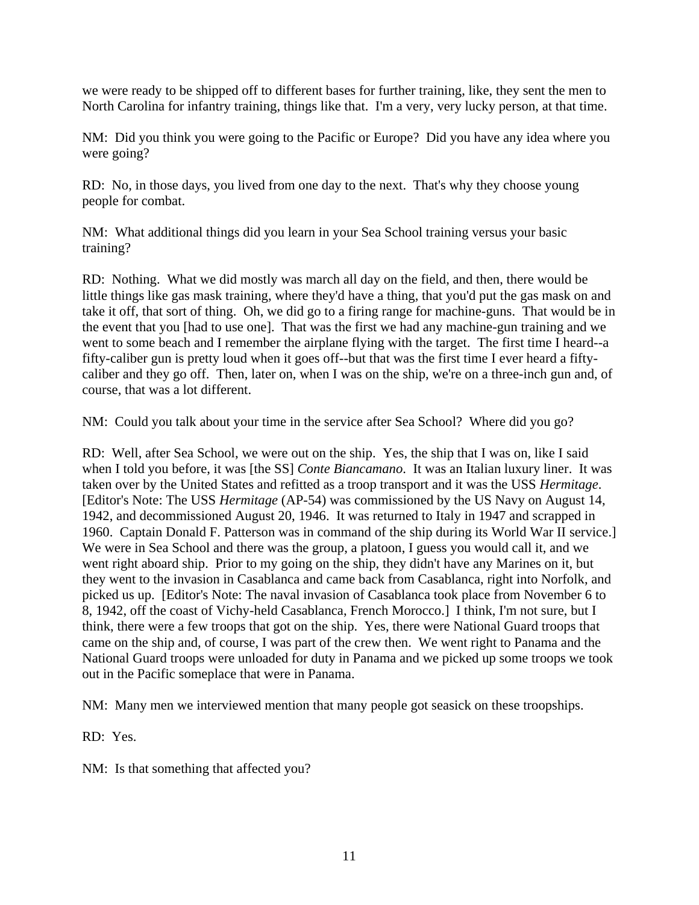we were ready to be shipped off to different bases for further training, like, they sent the men to North Carolina for infantry training, things like that. I'm a very, very lucky person, at that time.

NM: Did you think you were going to the Pacific or Europe? Did you have any idea where you were going?

RD: No, in those days, you lived from one day to the next. That's why they choose young people for combat.

NM: What additional things did you learn in your Sea School training versus your basic training?

RD: Nothing. What we did mostly was march all day on the field, and then, there would be little things like gas mask training, where they'd have a thing, that you'd put the gas mask on and take it off, that sort of thing. Oh, we did go to a firing range for machine-guns. That would be in the event that you [had to use one]. That was the first we had any machine-gun training and we went to some beach and I remember the airplane flying with the target. The first time I heard--a fifty-caliber gun is pretty loud when it goes off--but that was the first time I ever heard a fifty-caliber and they go off. Then, later on, when I was on the ship, we're on a three-inch gun and, of course, that was a lot different.

NM: Could you talk about your time in the service after Sea School? Where did you go?

RD: Well, after Sea School, we were out on the ship. Yes, the ship that I was on, like I said when I told you before, it was [the SS] *Conte Biancamano*. It was an Italian luxury liner. It was taken over by the United States and refitted as a troop transport and it was the USS *Hermitage*. [Editor's Note: The USS *Hermitage* (AP-54) was commissioned by the US Navy on August 14, 1942, and decommissioned August 20, 1946. It was returned to Italy in 1947 and scrapped in 1960. Captain Donald F. Patterson was in command of the ship during its World War II service.] We were in Sea School and there was the group, a platoon, I guess you would call it, and we went right aboard ship. Prior to my going on the ship, they didn't have any Marines on it, but they went to the invasion in Casablanca and came back from Casablanca, right into Norfolk, and picked us up. [Editor's Note: The naval invasion of Casablanca took place from November 6 to 8, 1942, off the coast of Vichy-held Casablanca, French Morocco.] I think, I'm not sure, but I think, there were a few troops that got on the ship. Yes, there were National Guard troops that came on the ship and, of course, I was part of the crew then. We went right to Panama and the National Guard troops were unloaded for duty in Panama and we picked up some troops we took out in the Pacific someplace that were in Panama.

NM: Many men we interviewed mention that many people got seasick on these troopships.

RD: Yes.

NM: Is that something that affected you?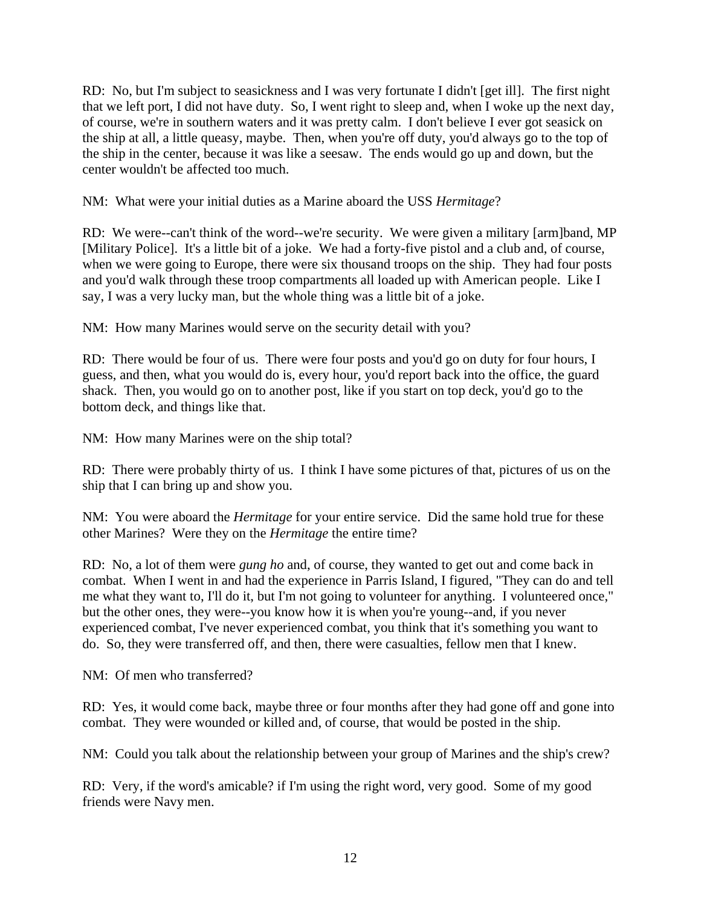RD: No, but I'm subject to seasickness and I was very fortunate I didn't [get ill]. The first night that we left port, I did not have duty. So, I went right to sleep and, when I woke up the next day, of course, we're in southern waters and it was pretty calm. I don't believe I ever got seasick on the ship at all, a little queasy, maybe. Then, when you're off duty, you'd always go to the top of the ship in the center, because it was like a seesaw. The ends would go up and down, but the center wouldn't be affected too much.

NM: What were your initial duties as a Marine aboard the USS *Hermitage*?

RD: We were--can't think of the word--we're security. We were given a military [arm]band, MP [Military Police]. It's a little bit of a joke. We had a forty-five pistol and a club and, of course, when we were going to Europe, there were six thousand troops on the ship. They had four posts and you'd walk through these troop compartments all loaded up with American people. Like I say, I was a very lucky man, but the whole thing was a little bit of a joke.

NM: How many Marines would serve on the security detail with you?

RD: There would be four of us. There were four posts and you'd go on duty for four hours, I guess, and then, what you would do is, every hour, you'd report back into the office, the guard shack. Then, you would go on to another post, like if you start on top deck, you'd go to the bottom deck, and things like that.

NM: How many Marines were on the ship total?

RD: There were probably thirty of us. I think I have some pictures of that, pictures of us on the ship that I can bring up and show you.

NM: You were aboard the *Hermitage* for your entire service. Did the same hold true for these other Marines? Were they on the *Hermitage* the entire time?

RD: No, a lot of them were *gung ho* and, of course, they wanted to get out and come back in combat. When I went in and had the experience in Parris Island, I figured, "They can do and tell me what they want to, I'll do it, but I'm not going to volunteer for anything. I volunteered once," but the other ones, they were--you know how it is when you're young--and, if you never experienced combat, I've never experienced combat, you think that it's something you want to do. So, they were transferred off, and then, there were casualties, fellow men that I knew.

NM: Of men who transferred?

RD: Yes, it would come back, maybe three or four months after they had gone off and gone into combat. They were wounded or killed and, of course, that would be posted in the ship.

NM: Could you talk about the relationship between your group of Marines and the ship's crew?

RD: Very, if the word's amicable? if I'm using the right word, very good. Some of my good friends were Navy men.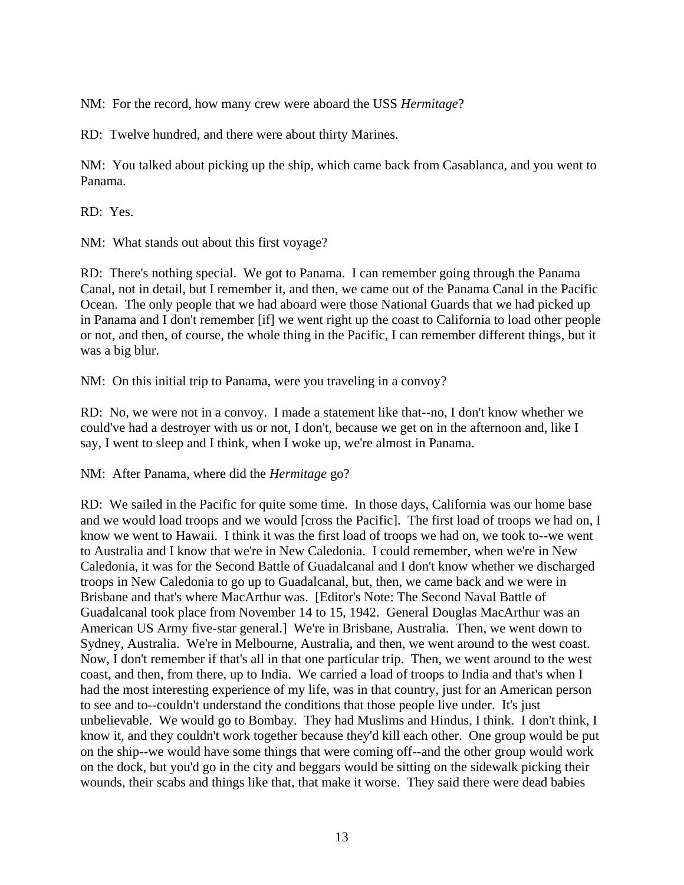NM: For the record, how many crew were aboard the USS *Hermitage*?

RD: Twelve hundred, and there were about thirty Marines.

NM: You talked about picking up the ship, which came back from Casablanca, and you went to Panama.

RD: Yes.

NM: What stands out about this first voyage?

RD: There's nothing special. We got to Panama. I can remember going through the Panama Canal, not in detail, but I remember it, and then, we came out of the Panama Canal in the Pacific Ocean. The only people that we had aboard were those National Guards that we had picked up in Panama and I don't remember [if] we went right up the coast to California to load other people or not, and then, of course, the whole thing in the Pacific, I can remember different things, but it was a big blur.

NM: On this initial trip to Panama, were you traveling in a convoy?

RD: No, we were not in a convoy. I made a statement like that--no, I don't know whether we could've had a destroyer with us or not, I don't, because we get on in the afternoon and, like I say, I went to sleep and I think, when I woke up, we're almost in Panama.

NM: After Panama, where did the *Hermitage* go?

RD: We sailed in the Pacific for quite some time. In those days, California was our home base and we would load troops and we would [cross the Pacific]. The first load of troops we had on, I know we went to Hawaii. I think it was the first load of troops we had on, we took to--we went to Australia and I know that we're in New Caledonia. I could remember, when we're in New Caledonia, it was for the Second Battle of Guadalcanal and I don't know whether we discharged troops in New Caledonia to go up to Guadalcanal, but, then, we came back and we were in Brisbane and that's where MacArthur was. [Editor's Note: The Second Naval Battle of Guadalcanal took place from November 14 to 15, 1942. General Douglas MacArthur was an American US Army five-star general.] We're in Brisbane, Australia. Then, we went down to Sydney, Australia. We're in Melbourne, Australia, and then, we went around to the west coast. Now, I don't remember if that's all in that one particular trip. Then, we went around to the west coast, and then, from there, up to India. We carried a load of troops to India and that's when I had the most interesting experience of my life, was in that country, just for an American person to see and to--couldn't understand the conditions that those people live under. It's just unbelievable. We would go to Bombay. They had Muslims and Hindus, I think. I don't think, I know it, and they couldn't work together because they'd kill each other. One group would be put on the ship--we would have some things that were coming off--and the other group would work on the dock, but you'd go in the city and beggars would be sitting on the sidewalk picking their wounds, their scabs and things like that, that make it worse. They said there were dead babies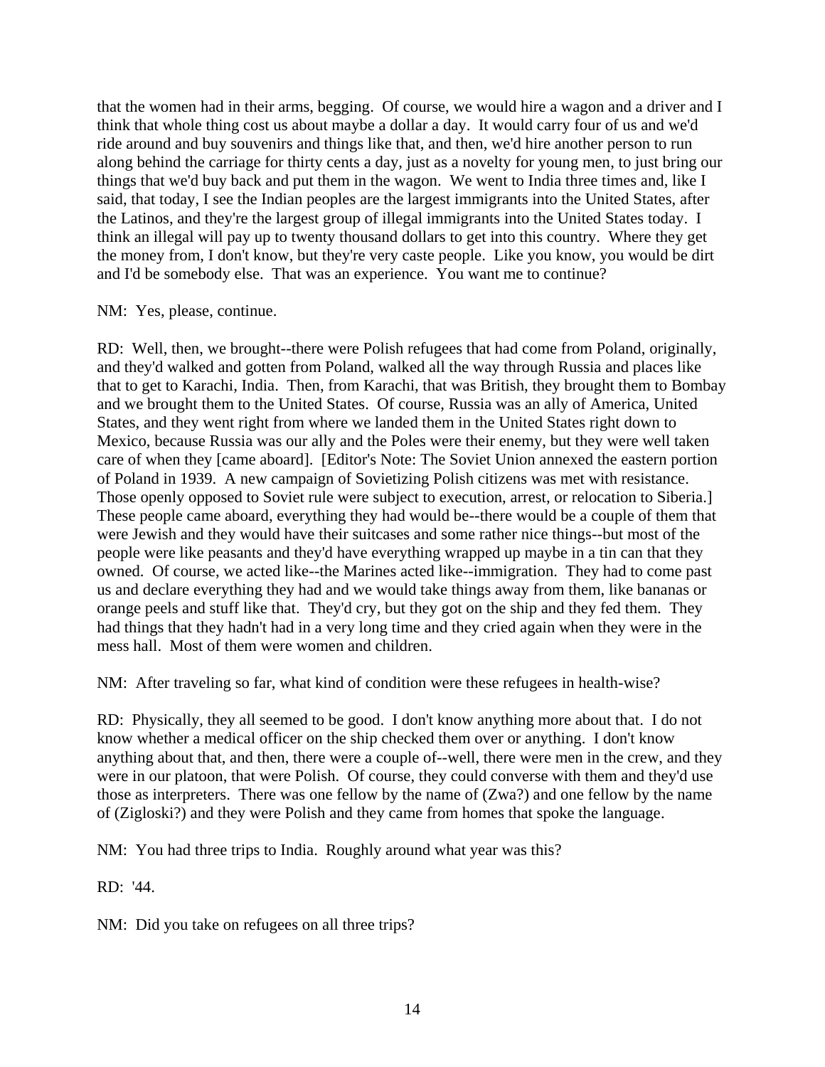that the women had in their arms, begging. Of course, we would hire a wagon and a driver and I think that whole thing cost us about maybe a dollar a day. It would carry four of us and we'd ride around and buy souvenirs and things like that, and then, we'd hire another person to run along behind the carriage for thirty cents a day, just as a novelty for young men, to just bring our things that we'd buy back and put them in the wagon. We went to India three times and, like I said, that today, I see the Indian peoples are the largest immigrants into the United States, after the Latinos, and they're the largest group of illegal immigrants into the United States today. I think an illegal will pay up to twenty thousand dollars to get into this country. Where they get the money from, I don't know, but they're very caste people. Like you know, you would be dirt and I'd be somebody else. That was an experience. You want me to continue?

NM: Yes, please, continue.

RD: Well, then, we brought--there were Polish refugees that had come from Poland, originally, and they'd walked and gotten from Poland, walked all the way through Russia and places like that to get to Karachi, India. Then, from Karachi, that was British, they brought them to Bombay and we brought them to the United States. Of course, Russia was an ally of America, United States, and they went right from where we landed them in the United States right down to Mexico, because Russia was our ally and the Poles were their enemy, but they were well taken care of when they [came aboard]. [Editor's Note: The Soviet Union annexed the eastern portion of Poland in 1939. A new campaign of Sovietizing Polish citizens was met with resistance. Those openly opposed to Soviet rule were subject to execution, arrest, or relocation to Siberia.] These people came aboard, everything they had would be--there would be a couple of them that were Jewish and they would have their suitcases and some rather nice things--but most of the people were like peasants and they'd have everything wrapped up maybe in a tin can that they owned. Of course, we acted like--the Marines acted like--immigration. They had to come past us and declare everything they had and we would take things away from them, like bananas or orange peels and stuff like that. They'd cry, but they got on the ship and they fed them. They had things that they hadn't had in a very long time and they cried again when they were in the mess hall. Most of them were women and children.

NM: After traveling so far, what kind of condition were these refugees in health-wise?

RD: Physically, they all seemed to be good. I don't know anything more about that. I do not know whether a medical officer on the ship checked them over or anything. I don't know anything about that, and then, there were a couple of--well, there were men in the crew, and they were in our platoon, that were Polish. Of course, they could converse with them and they'd use those as interpreters. There was one fellow by the name of (Zwa?) and one fellow by the name of (Zigloski?) and they were Polish and they came from homes that spoke the language.

NM: You had three trips to India. Roughly around what year was this?

RD: '44.

NM: Did you take on refugees on all three trips?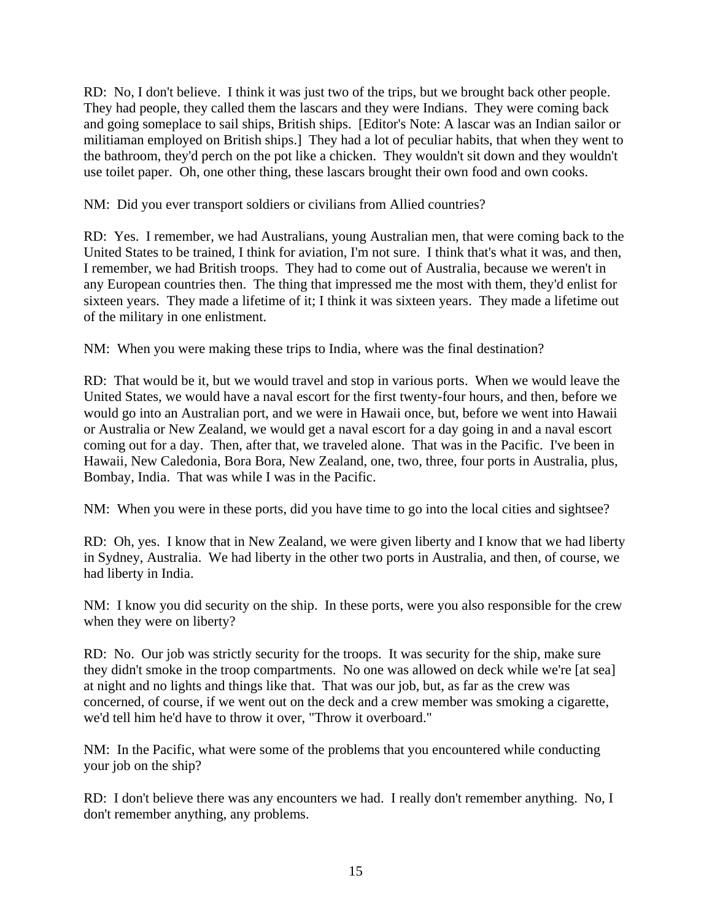RD: No, I don't believe. I think it was just two of the trips, but we brought back other people. They had people, they called them the lascars and they were Indians. They were coming back and going someplace to sail ships, British ships. [Editor's Note: A lascar was an Indian sailor or militiaman employed on British ships.] They had a lot of peculiar habits, that when they went to the bathroom, they'd perch on the pot like a chicken. They wouldn't sit down and they wouldn't use toilet paper. Oh, one other thing, these lascars brought their own food and own cooks.

NM: Did you ever transport soldiers or civilians from Allied countries?

RD: Yes. I remember, we had Australians, young Australian men, that were coming back to the United States to be trained, I think for aviation, I'm not sure. I think that's what it was, and then, I remember, we had British troops. They had to come out of Australia, because we weren't in any European countries then. The thing that impressed me the most with them, they'd enlist for sixteen years. They made a lifetime of it; I think it was sixteen years. They made a lifetime out of the military in one enlistment.

NM: When you were making these trips to India, where was the final destination?

RD: That would be it, but we would travel and stop in various ports. When we would leave the United States, we would have a naval escort for the first twenty-four hours, and then, before we would go into an Australian port, and we were in Hawaii once, but, before we went into Hawaii or Australia or New Zealand, we would get a naval escort for a day going in and a naval escort coming out for a day. Then, after that, we traveled alone. That was in the Pacific. I've been in Hawaii, New Caledonia, Bora Bora, New Zealand, one, two, three, four ports in Australia, plus, Bombay, India. That was while I was in the Pacific.

NM: When you were in these ports, did you have time to go into the local cities and sightsee?

RD: Oh, yes. I know that in New Zealand, we were given liberty and I know that we had liberty in Sydney, Australia. We had liberty in the other two ports in Australia, and then, of course, we had liberty in India.

NM: I know you did security on the ship. In these ports, were you also responsible for the crew when they were on liberty?

RD: No. Our job was strictly security for the troops. It was security for the ship, make sure they didn't smoke in the troop compartments. No one was allowed on deck while we're [at sea] at night and no lights and things like that. That was our job, but, as far as the crew was concerned, of course, if we went out on the deck and a crew member was smoking a cigarette, we'd tell him he'd have to throw it over, "Throw it overboard."

NM: In the Pacific, what were some of the problems that you encountered while conducting your job on the ship?

RD: I don't believe there was any encounters we had. I really don't remember anything. No, I don't remember anything, any problems.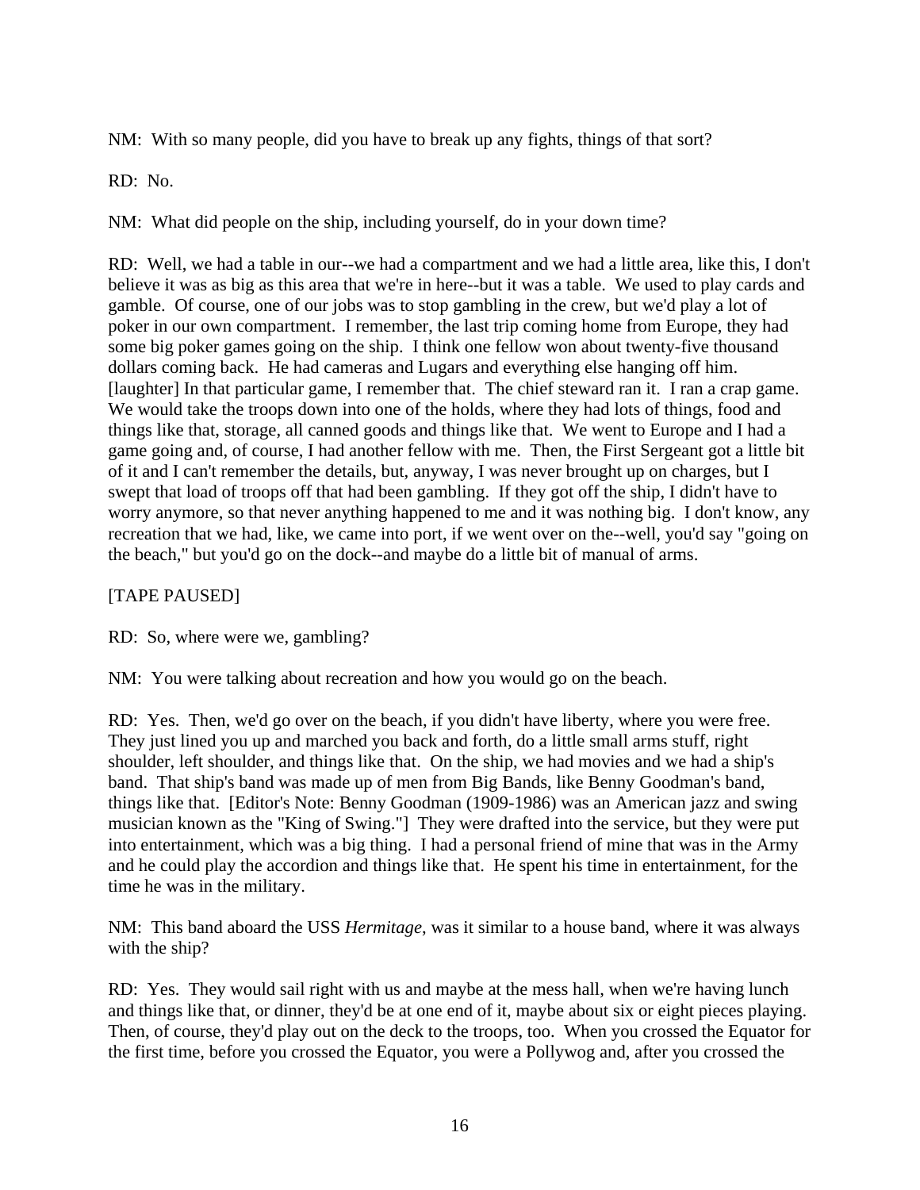NM: With so many people, did you have to break up any fights, things of that sort?

RD: No.

NM: What did people on the ship, including yourself, do in your down time?

RD: Well, we had a table in our--we had a compartment and we had a little area, like this, I don't believe it was as big as this area that we're in here--but it was a table. We used to play cards and gamble. Of course, one of our jobs was to stop gambling in the crew, but we'd play a lot of poker in our own compartment. I remember, the last trip coming home from Europe, they had some big poker games going on the ship. I think one fellow won about twenty-five thousand dollars coming back. He had cameras and Lugars and everything else hanging off him. [laughter] In that particular game, I remember that. The chief steward ran it. I ran a crap game. We would take the troops down into one of the holds, where they had lots of things, food and things like that, storage, all canned goods and things like that. We went to Europe and I had a game going and, of course, I had another fellow with me. Then, the First Sergeant got a little bit of it and I can't remember the details, but, anyway, I was never brought up on charges, but I swept that load of troops off that had been gambling. If they got off the ship, I didn't have to worry anymore, so that never anything happened to me and it was nothing big. I don't know, any recreation that we had, like, we came into port, if we went over on the--well, you'd say "going on the beach," but you'd go on the dock--and maybe do a little bit of manual of arms.

[TAPE PAUSED]

RD: So, where were we, gambling?

NM: You were talking about recreation and how you would go on the beach.

RD: Yes. Then, we'd go over on the beach, if you didn't have liberty, where you were free. They just lined you up and marched you back and forth, do a little small arms stuff, right shoulder, left shoulder, and things like that. On the ship, we had movies and we had a ship's band. That ship's band was made up of men from Big Bands, like Benny Goodman's band, things like that. [Editor's Note: Benny Goodman (1909-1986) was an American jazz and swing musician known as the "King of Swing."] They were drafted into the service, but they were put into entertainment, which was a big thing. I had a personal friend of mine that was in the Army and he could play the accordion and things like that. He spent his time in entertainment, for the time he was in the military.

NM: This band aboard the USS *Hermitage*, was it similar to a house band, where it was always with the ship?

RD: Yes. They would sail right with us and maybe at the mess hall, when we're having lunch and things like that, or dinner, they'd be at one end of it, maybe about six or eight pieces playing. Then, of course, they'd play out on the deck to the troops, too. When you crossed the Equator for the first time, before you crossed the Equator, you were a Pollywog and, after you crossed the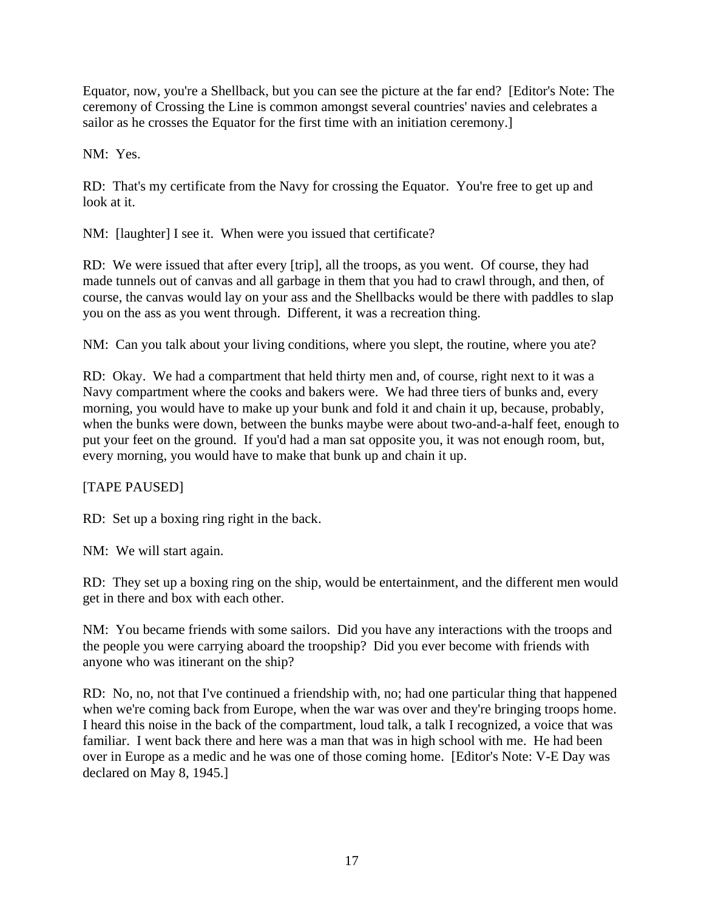Equator, now, you're a Shellback, but you can see the picture at the far end? [Editor's Note: The ceremony of Crossing the Line is common amongst several countries' navies and celebrates a sailor as he crosses the Equator for the first time with an initiation ceremony.]

NM: Yes.

RD: That's my certificate from the Navy for crossing the Equator. You're free to get up and look at it.

NM: [laughter] I see it. When were you issued that certificate?

RD: We were issued that after every [trip], all the troops, as you went. Of course, they had made tunnels out of canvas and all garbage in them that you had to crawl through, and then, of course, the canvas would lay on your ass and the Shellbacks would be there with paddles to slap you on the ass as you went through. Different, it was a recreation thing.

NM: Can you talk about your living conditions, where you slept, the routine, where you ate?

RD: Okay. We had a compartment that held thirty men and, of course, right next to it was a Navy compartment where the cooks and bakers were. We had three tiers of bunks and, every morning, you would have to make up your bunk and fold it and chain it up, because, probably, when the bunks were down, between the bunks maybe were about two-and-a-half feet, enough to put your feet on the ground. If you'd had a man sat opposite you, it was not enough room, but, every morning, you would have to make that bunk up and chain it up.

[TAPE PAUSED]

RD: Set up a boxing ring right in the back.

NM: We will start again.

RD: They set up a boxing ring on the ship, would be entertainment, and the different men would get in there and box with each other.

NM: You became friends with some sailors. Did you have any interactions with the troops and the people you were carrying aboard the troopship? Did you ever become with friends with anyone who was itinerant on the ship?

RD: No, no, not that I've continued a friendship with, no; had one particular thing that happened when we're coming back from Europe, when the war was over and they're bringing troops home. I heard this noise in the back of the compartment, loud talk, a talk I recognized, a voice that was familiar. I went back there and here was a man that was in high school with me. He had been over in Europe as a medic and he was one of those coming home. [Editor's Note: V-E Day was declared on May 8, 1945.]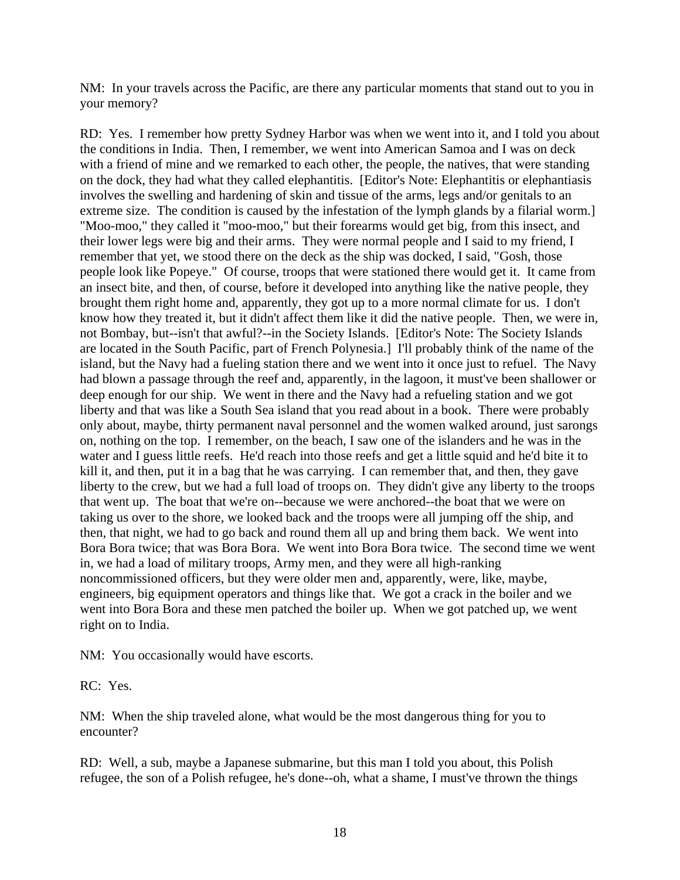NM: In your travels across the Pacific, are there any particular moments that stand out to you in your memory?

RD: Yes. I remember how pretty Sydney Harbor was when we went into it, and I told you about the conditions in India. Then, I remember, we went into American Samoa and I was on deck with a friend of mine and we remarked to each other, the people, the natives, that were standing on the dock, they had what they called elephantitis. [Editor's Note: Elephantitis or elephantiasis involves the swelling and hardening of skin and tissue of the arms, legs and/or genitals to an extreme size. The condition is caused by the infestation of the lymph glands by a filarial worm.] "Moo-moo," they called it "moo-moo," but their forearms would get big, from this insect, and their lower legs were big and their arms. They were normal people and I said to my friend, I remember that yet, we stood there on the deck as the ship was docked, I said, "Gosh, those people look like Popeye." Of course, troops that were stationed there would get it. It came from an insect bite, and then, of course, before it developed into anything like the native people, they brought them right home and, apparently, they got up to a more normal climate for us. I don't know how they treated it, but it didn't affect them like it did the native people. Then, we were in, not Bombay, but--isn't that awful?--in the Society Islands. [Editor's Note: The Society Islands are located in the South Pacific, part of French Polynesia.] I'll probably think of the name of the island, but the Navy had a fueling station there and we went into it once just to refuel. The Navy had blown a passage through the reef and, apparently, in the lagoon, it must've been shallower or deep enough for our ship. We went in there and the Navy had a refueling station and we got liberty and that was like a South Sea island that you read about in a book. There were probably only about, maybe, thirty permanent naval personnel and the women walked around, just sarongs on, nothing on the top. I remember, on the beach, I saw one of the islanders and he was in the water and I guess little reefs. He'd reach into those reefs and get a little squid and he'd bite it to kill it, and then, put it in a bag that he was carrying. I can remember that, and then, they gave liberty to the crew, but we had a full load of troops on. They didn't give any liberty to the troops that went up. The boat that we're on--because we were anchored--the boat that we were on taking us over to the shore, we looked back and the troops were all jumping off the ship, and then, that night, we had to go back and round them all up and bring them back. We went into Bora Bora twice; that was Bora Bora. We went into Bora Bora twice. The second time we went in, we had a load of military troops, Army men, and they were all high-ranking noncommissioned officers, but they were older men and, apparently, were, like, maybe, engineers, big equipment operators and things like that. We got a crack in the boiler and we went into Bora Bora and these men patched the boiler up. When we got patched up, we went right on to India.

NM: You occasionally would have escorts.

RC: Yes.

NM: When the ship traveled alone, what would be the most dangerous thing for you to encounter?

RD: Well, a sub, maybe a Japanese submarine, but this man I told you about, this Polish refugee, the son of a Polish refugee, he's done--oh, what a shame, I must've thrown the things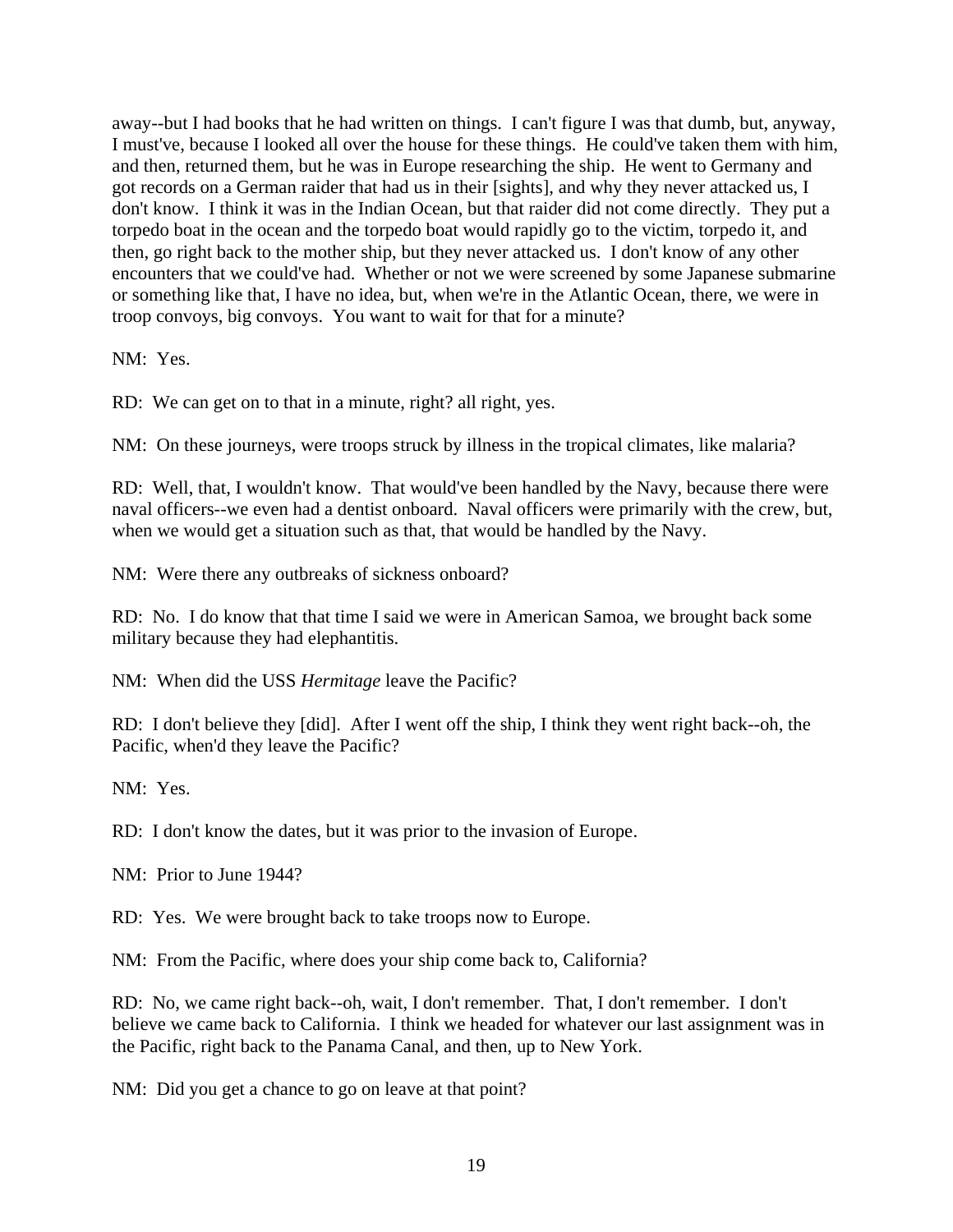away--but I had books that he had written on things. I can't figure I was that dumb, but, anyway, I must've, because I looked all over the house for these things. He could've taken them with him, and then, returned them, but he was in Europe researching the ship. He went to Germany and got records on a German raider that had us in their [sights], and why they never attacked us, I don't know. I think it was in the Indian Ocean, but that raider did not come directly. They put a torpedo boat in the ocean and the torpedo boat would rapidly go to the victim, torpedo it, and then, go right back to the mother ship, but they never attacked us. I don't know of any other encounters that we could've had. Whether or not we were screened by some Japanese submarine or something like that, I have no idea, but, when we're in the Atlantic Ocean, there, we were in troop convoys, big convoys. You want to wait for that for a minute?

NM: Yes.

RD: We can get on to that in a minute, right? all right, yes.

NM: On these journeys, were troops struck by illness in the tropical climates, like malaria?

RD: Well, that, I wouldn't know. That would've been handled by the Navy, because there were naval officers--we even had a dentist onboard. Naval officers were primarily with the crew, but, when we would get a situation such as that, that would be handled by the Navy.

NM: Were there any outbreaks of sickness onboard?

RD: No. I do know that that time I said we were in American Samoa, we brought back some military because they had elephantitis.

NM: When did the USS *Hermitage* leave the Pacific?

RD: I don't believe they [did]. After I went off the ship, I think they went right back--oh, the Pacific, when'd they leave the Pacific?

NM: Yes.

RD: I don't know the dates, but it was prior to the invasion of Europe.

NM: Prior to June 1944?

RD: Yes. We were brought back to take troops now to Europe.

NM: From the Pacific, where does your ship come back to, California?

RD: No, we came right back--oh, wait, I don't remember. That, I don't remember. I don't believe we came back to California. I think we headed for whatever our last assignment was in the Pacific, right back to the Panama Canal, and then, up to New York.

NM: Did you get a chance to go on leave at that point?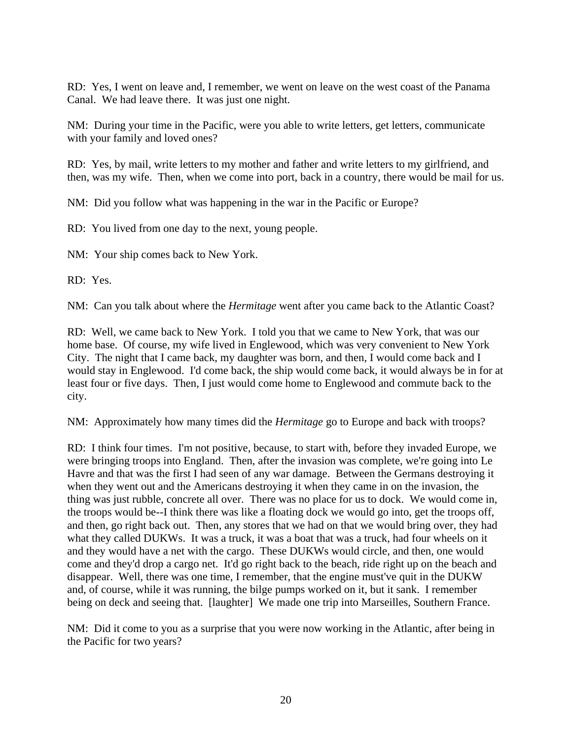RD: Yes, I went on leave and, I remember, we went on leave on the west coast of the Panama Canal. We had leave there. It was just one night.

NM: During your time in the Pacific, were you able to write letters, get letters, communicate with your family and loved ones?

RD: Yes, by mail, write letters to my mother and father and write letters to my girlfriend, and then, was my wife. Then, when we come into port, back in a country, there would be mail for us.

NM: Did you follow what was happening in the war in the Pacific or Europe?

RD: You lived from one day to the next, young people.

NM: Your ship comes back to New York.

RD: Yes.

NM: Can you talk about where the *Hermitage* went after you came back to the Atlantic Coast?

RD: Well, we came back to New York. I told you that we came to New York, that was our home base. Of course, my wife lived in Englewood, which was very convenient to New York City. The night that I came back, my daughter was born, and then, I would come back and I would stay in Englewood. I'd come back, the ship would come back, it would always be in for at least four or five days. Then, I just would come home to Englewood and commute back to the city.

NM: Approximately how many times did the *Hermitage* go to Europe and back with troops?

RD: I think four times. I'm not positive, because, to start with, before they invaded Europe, we were bringing troops into England. Then, after the invasion was complete, we're going into Le Havre and that was the first I had seen of any war damage. Between the Germans destroying it when they went out and the Americans destroying it when they came in on the invasion, the thing was just rubble, concrete all over. There was no place for us to dock. We would come in, the troops would be--I think there was like a floating dock we would go into, get the troops off, and then, go right back out. Then, any stores that we had on that we would bring over, they had what they called DUKWs. It was a truck, it was a boat that was a truck, had four wheels on it and they would have a net with the cargo. These DUKWs would circle, and then, one would come and they'd drop a cargo net. It'd go right back to the beach, ride right up on the beach and disappear. Well, there was one time, I remember, that the engine must've quit in the DUKW and, of course, while it was running, the bilge pumps worked on it, but it sank. I remember being on deck and seeing that. [laughter] We made one trip into Marseilles, Southern France.

NM: Did it come to you as a surprise that you were now working in the Atlantic, after being in the Pacific for two years?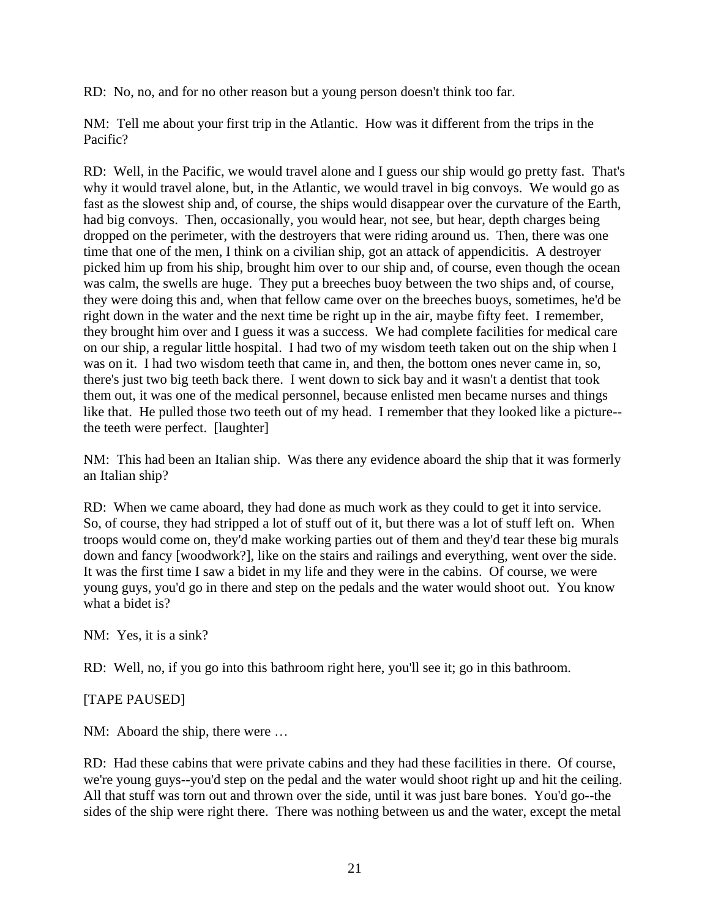RD: No, no, and for no other reason but a young person doesn't think too far.

NM: Tell me about your first trip in the Atlantic. How was it different from the trips in the Pacific?

RD: Well, in the Pacific, we would travel alone and I guess our ship would go pretty fast. That's why it would travel alone, but, in the Atlantic, we would travel in big convoys. We would go as fast as the slowest ship and, of course, the ships would disappear over the curvature of the Earth, had big convoys. Then, occasionally, you would hear, not see, but hear, depth charges being dropped on the perimeter, with the destroyers that were riding around us. Then, there was one time that one of the men, I think on a civilian ship, got an attack of appendicitis. A destroyer picked him up from his ship, brought him over to our ship and, of course, even though the ocean was calm, the swells are huge. They put a breeches buoy between the two ships and, of course, they were doing this and, when that fellow came over on the breeches buoys, sometimes, he'd be right down in the water and the next time be right up in the air, maybe fifty feet. I remember, they brought him over and I guess it was a success. We had complete facilities for medical care on our ship, a regular little hospital. I had two of my wisdom teeth taken out on the ship when I was on it. I had two wisdom teeth that came in, and then, the bottom ones never came in, so, there's just two big teeth back there. I went down to sick bay and it wasn't a dentist that took them out, it was one of the medical personnel, because enlisted men became nurses and things like that. He pulled those two teeth out of my head. I remember that they looked like a picture--the teeth were perfect. [laughter]

NM: This had been an Italian ship. Was there any evidence aboard the ship that it was formerly an Italian ship?

RD: When we came aboard, they had done as much work as they could to get it into service. So, of course, they had stripped a lot of stuff out of it, but there was a lot of stuff left on. When troops would come on, they'd make working parties out of them and they'd tear these big murals down and fancy [woodwork?], like on the stairs and railings and everything, went over the side. It was the first time I saw a bidet in my life and they were in the cabins. Of course, we were young guys, you'd go in there and step on the pedals and the water would shoot out. You know what a bidet is?

NM: Yes, it is a sink?

RD: Well, no, if you go into this bathroom right here, you'll see it; go in this bathroom.

[TAPE PAUSED]

NM: Aboard the ship, there were …

RD: Had these cabins that were private cabins and they had these facilities in there. Of course, we're young guys--you'd step on the pedal and the water would shoot right up and hit the ceiling. All that stuff was torn out and thrown over the side, until it was just bare bones. You'd go--the sides of the ship were right there. There was nothing between us and the water, except the metal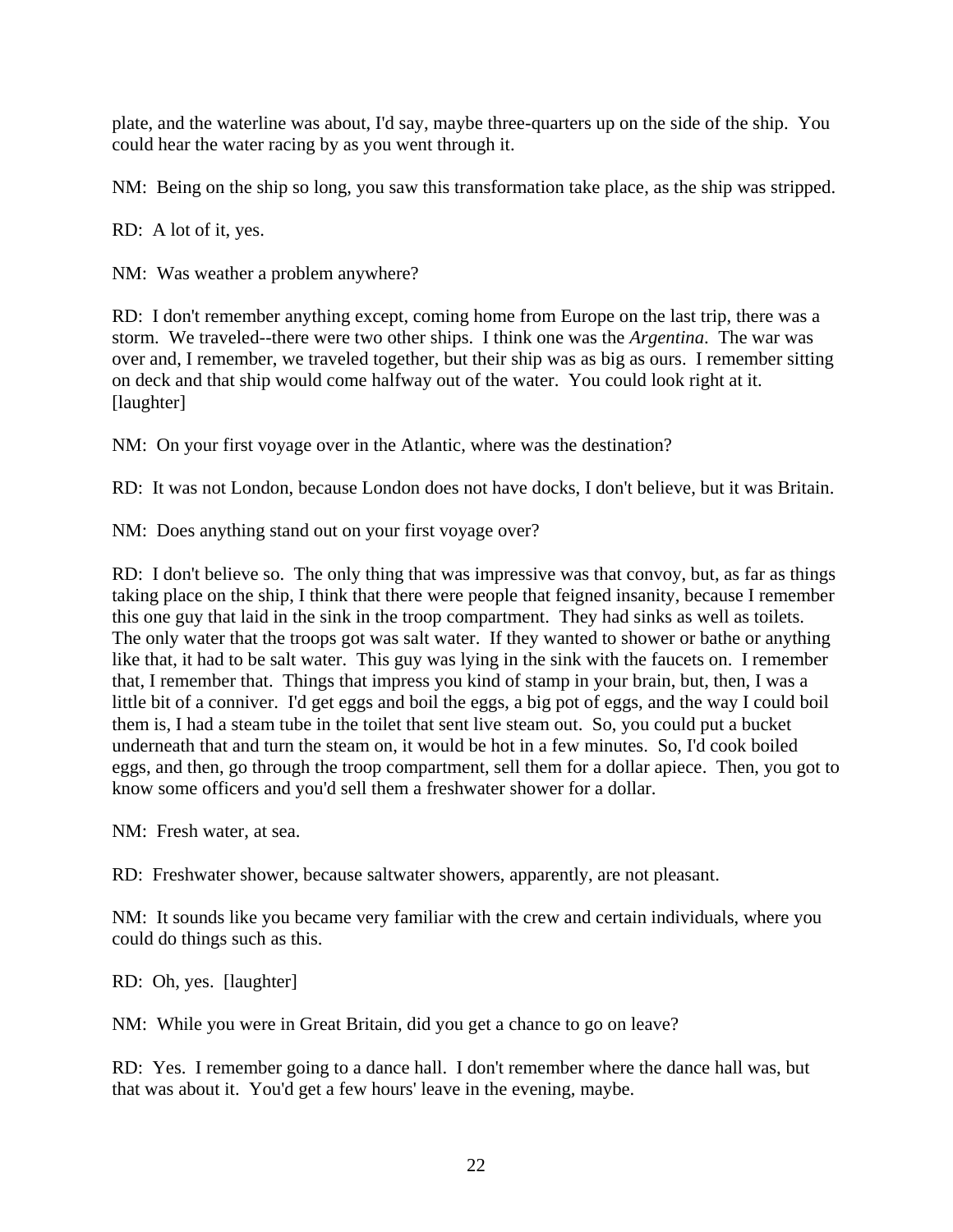plate, and the waterline was about, I'd say, maybe three-quarters up on the side of the ship. You could hear the water racing by as you went through it.

NM: Being on the ship so long, you saw this transformation take place, as the ship was stripped.

RD: A lot of it, yes.

NM: Was weather a problem anywhere?

RD: I don't remember anything except, coming home from Europe on the last trip, there was a storm. We traveled--there were two other ships. I think one was the *Argentina*. The war was over and, I remember, we traveled together, but their ship was as big as ours. I remember sitting on deck and that ship would come halfway out of the water. You could look right at it. [laughter]

NM: On your first voyage over in the Atlantic, where was the destination?

RD: It was not London, because London does not have docks, I don't believe, but it was Britain.

NM: Does anything stand out on your first voyage over?

RD: I don't believe so. The only thing that was impressive was that convoy, but, as far as things taking place on the ship, I think that there were people that feigned insanity, because I remember this one guy that laid in the sink in the troop compartment. They had sinks as well as toilets. The only water that the troops got was salt water. If they wanted to shower or bathe or anything like that, it had to be salt water. This guy was lying in the sink with the faucets on. I remember that, I remember that. Things that impress you kind of stamp in your brain, but, then, I was a little bit of a conniver. I'd get eggs and boil the eggs, a big pot of eggs, and the way I could boil them is, I had a steam tube in the toilet that sent live steam out. So, you could put a bucket underneath that and turn the steam on, it would be hot in a few minutes. So, I'd cook boiled eggs, and then, go through the troop compartment, sell them for a dollar apiece. Then, you got to know some officers and you'd sell them a freshwater shower for a dollar.

NM: Fresh water, at sea.

RD: Freshwater shower, because saltwater showers, apparently, are not pleasant.

NM: It sounds like you became very familiar with the crew and certain individuals, where you could do things such as this.

RD: Oh, yes. [laughter]

NM: While you were in Great Britain, did you get a chance to go on leave?

RD: Yes. I remember going to a dance hall. I don't remember where the dance hall was, but that was about it. You'd get a few hours' leave in the evening, maybe.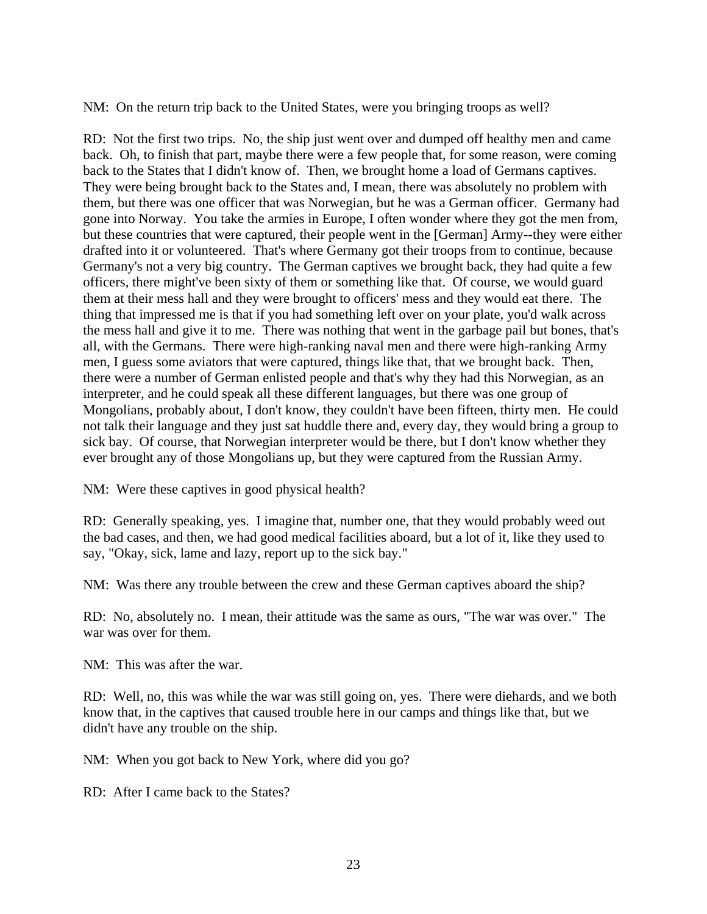NM: On the return trip back to the United States, were you bringing troops as well?

RD: Not the first two trips. No, the ship just went over and dumped off healthy men and came back. Oh, to finish that part, maybe there were a few people that, for some reason, were coming back to the States that I didn't know of. Then, we brought home a load of Germans captives. They were being brought back to the States and, I mean, there was absolutely no problem with them, but there was one officer that was Norwegian, but he was a German officer. Germany had gone into Norway. You take the armies in Europe, I often wonder where they got the men from, but these countries that were captured, their people went in the [German] Army--they were either drafted into it or volunteered. That's where Germany got their troops from to continue, because Germany's not a very big country. The German captives we brought back, they had quite a few officers, there might've been sixty of them or something like that. Of course, we would guard them at their mess hall and they were brought to officers' mess and they would eat there. The thing that impressed me is that if you had something left over on your plate, you'd walk across the mess hall and give it to me. There was nothing that went in the garbage pail but bones, that's all, with the Germans. There were high-ranking naval men and there were high-ranking Army men, I guess some aviators that were captured, things like that, that we brought back. Then, there were a number of German enlisted people and that's why they had this Norwegian, as an interpreter, and he could speak all these different languages, but there was one group of Mongolians, probably about, I don't know, they couldn't have been fifteen, thirty men. He could not talk their language and they just sat huddle there and, every day, they would bring a group to sick bay. Of course, that Norwegian interpreter would be there, but I don't know whether they ever brought any of those Mongolians up, but they were captured from the Russian Army.

NM: Were these captives in good physical health?

RD: Generally speaking, yes. I imagine that, number one, that they would probably weed out the bad cases, and then, we had good medical facilities aboard, but a lot of it, like they used to say, "Okay, sick, lame and lazy, report up to the sick bay."

NM: Was there any trouble between the crew and these German captives aboard the ship?

RD: No, absolutely no. I mean, their attitude was the same as ours, "The war was over." The war was over for them.

NM: This was after the war.

RD: Well, no, this was while the war was still going on, yes. There were diehards, and we both know that, in the captives that caused trouble here in our camps and things like that, but we didn't have any trouble on the ship.

NM: When you got back to New York, where did you go?

RD: After I came back to the States?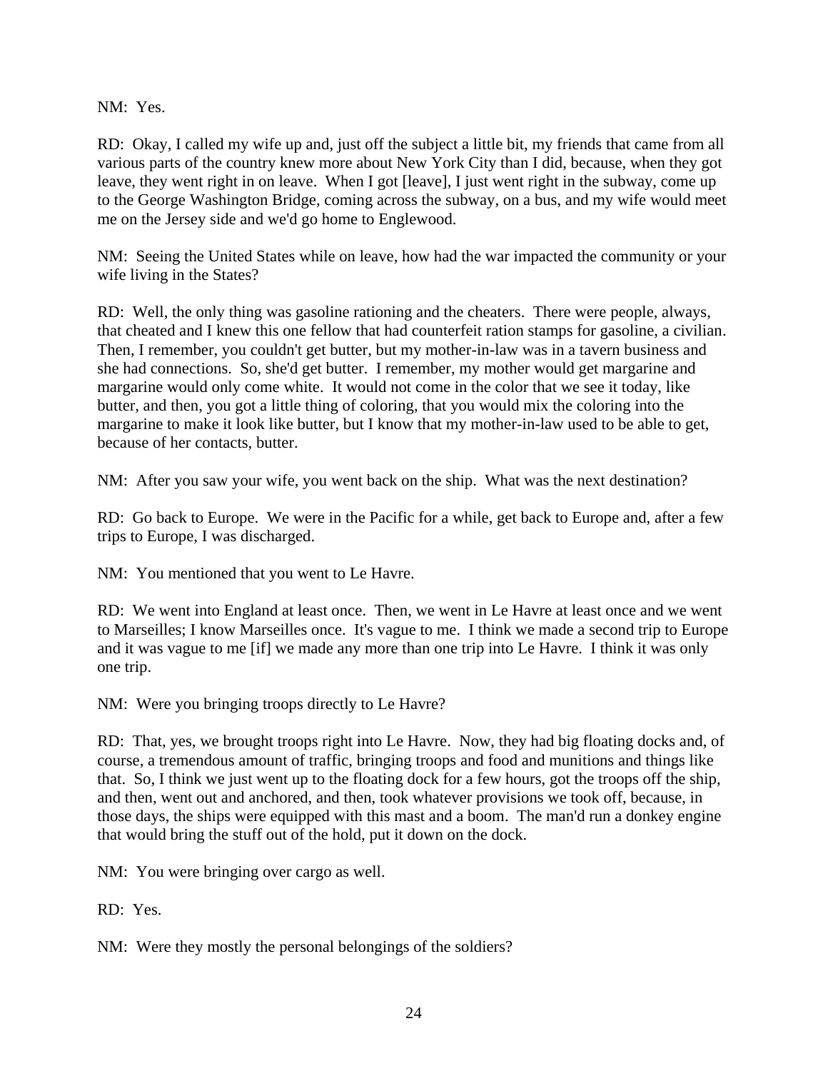NM: Yes.

RD: Okay, I called my wife up and, just off the subject a little bit, my friends that came from all various parts of the country knew more about New York City than I did, because, when they got leave, they went right in on leave. When I got [leave], I just went right in the subway, come up to the George Washington Bridge, coming across the subway, on a bus, and my wife would meet me on the Jersey side and we'd go home to Englewood.

NM: Seeing the United States while on leave, how had the war impacted the community or your wife living in the States?

RD: Well, the only thing was gasoline rationing and the cheaters. There were people, always, that cheated and I knew this one fellow that had counterfeit ration stamps for gasoline, a civilian. Then, I remember, you couldn't get butter, but my mother-in-law was in a tavern business and she had connections. So, she'd get butter. I remember, my mother would get margarine and margarine would only come white. It would not come in the color that we see it today, like butter, and then, you got a little thing of coloring, that you would mix the coloring into the margarine to make it look like butter, but I know that my mother-in-law used to be able to get, because of her contacts, butter.

NM: After you saw your wife, you went back on the ship. What was the next destination?

RD: Go back to Europe. We were in the Pacific for a while, get back to Europe and, after a few trips to Europe, I was discharged.

NM: You mentioned that you went to Le Havre.

RD: We went into England at least once. Then, we went in Le Havre at least once and we went to Marseilles; I know Marseilles once. It's vague to me. I think we made a second trip to Europe and it was vague to me [if] we made any more than one trip into Le Havre. I think it was only one trip.

NM: Were you bringing troops directly to Le Havre?

RD: That, yes, we brought troops right into Le Havre. Now, they had big floating docks and, of course, a tremendous amount of traffic, bringing troops and food and munitions and things like that. So, I think we just went up to the floating dock for a few hours, got the troops off the ship, and then, went out and anchored, and then, took whatever provisions we took off, because, in those days, the ships were equipped with this mast and a boom. The man'd run a donkey engine that would bring the stuff out of the hold, put it down on the dock.

NM: You were bringing over cargo as well.

RD: Yes.

NM: Were they mostly the personal belongings of the soldiers?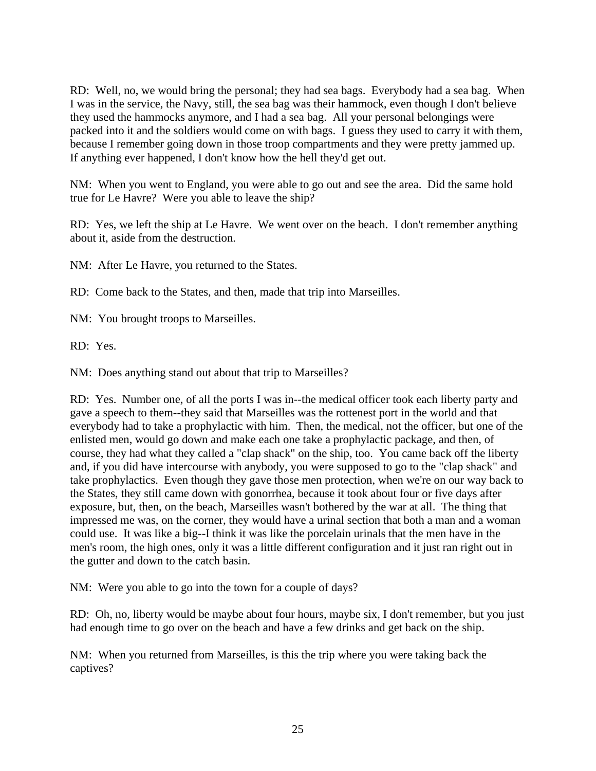RD: Well, no, we would bring the personal; they had sea bags. Everybody had a sea bag. When I was in the service, the Navy, still, the sea bag was their hammock, even though I don't believe they used the hammocks anymore, and I had a sea bag. All your personal belongings were packed into it and the soldiers would come on with bags. I guess they used to carry it with them, because I remember going down in those troop compartments and they were pretty jammed up. If anything ever happened, I don't know how the hell they'd get out.

NM: When you went to England, you were able to go out and see the area. Did the same hold true for Le Havre? Were you able to leave the ship?

RD: Yes, we left the ship at Le Havre. We went over on the beach. I don't remember anything about it, aside from the destruction.

NM: After Le Havre, you returned to the States.

RD: Come back to the States, and then, made that trip into Marseilles.

NM: You brought troops to Marseilles.

RD: Yes.

NM: Does anything stand out about that trip to Marseilles?

RD: Yes. Number one, of all the ports I was in--the medical officer took each liberty party and gave a speech to them--they said that Marseilles was the rottenest port in the world and that everybody had to take a prophylactic with him. Then, the medical, not the officer, but one of the enlisted men, would go down and make each one take a prophylactic package, and then, of course, they had what they called a "clap shack" on the ship, too. You came back off the liberty and, if you did have intercourse with anybody, you were supposed to go to the "clap shack" and take prophylactics. Even though they gave those men protection, when we're on our way back to the States, they still came down with gonorrhea, because it took about four or five days after exposure, but, then, on the beach, Marseilles wasn't bothered by the war at all. The thing that impressed me was, on the corner, they would have a urinal section that both a man and a woman could use. It was like a big--I think it was like the porcelain urinals that the men have in the men's room, the high ones, only it was a little different configuration and it just ran right out in the gutter and down to the catch basin.

NM: Were you able to go into the town for a couple of days?

RD: Oh, no, liberty would be maybe about four hours, maybe six, I don't remember, but you just had enough time to go over on the beach and have a few drinks and get back on the ship.

NM: When you returned from Marseilles, is this the trip where you were taking back the captives?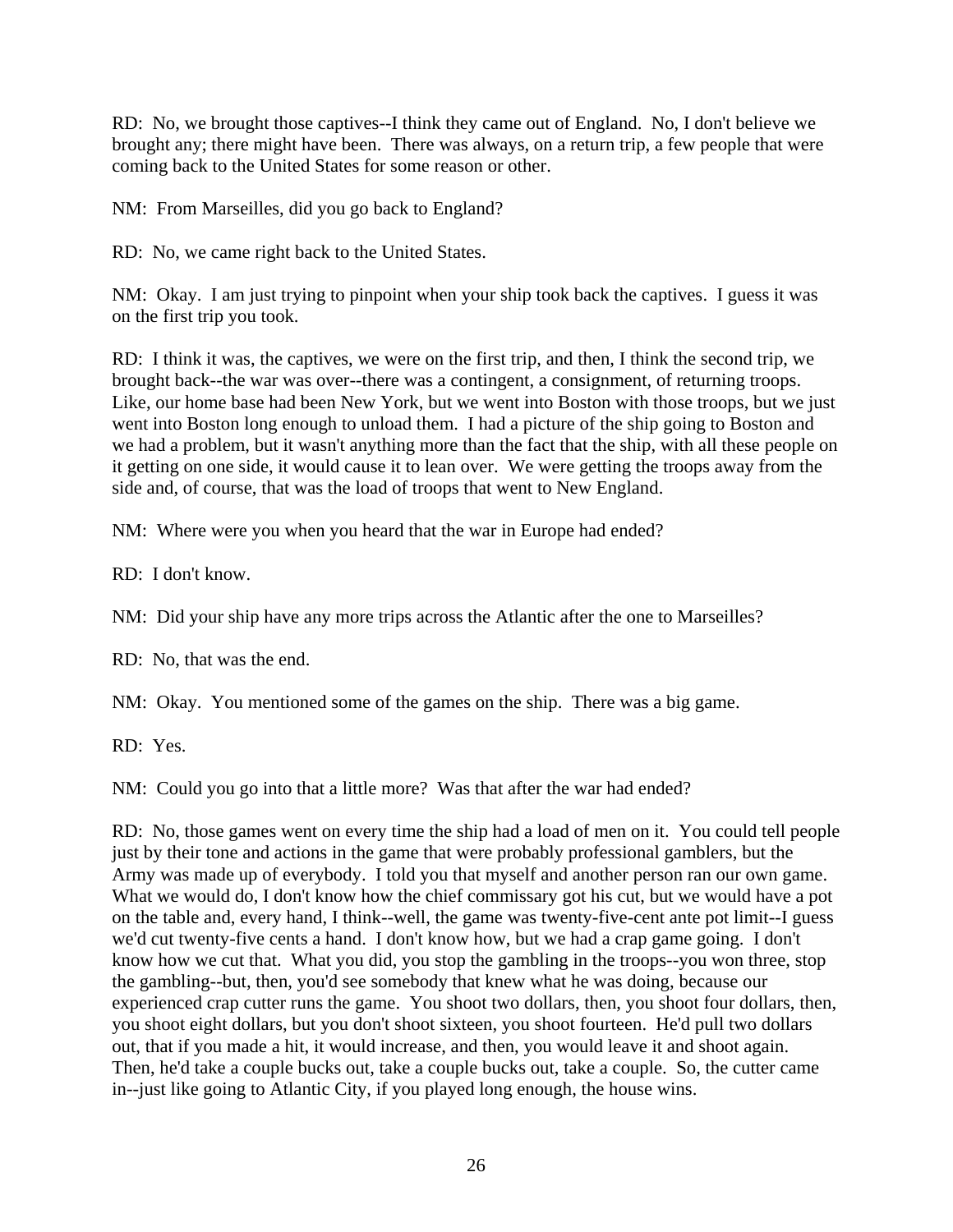RD: No, we brought those captives--I think they came out of England. No, I don't believe we brought any; there might have been. There was always, on a return trip, a few people that were coming back to the United States for some reason or other.

NM: From Marseilles, did you go back to England?

RD: No, we came right back to the United States.

NM: Okay. I am just trying to pinpoint when your ship took back the captives. I guess it was on the first trip you took.

RD: I think it was, the captives, we were on the first trip, and then, I think the second trip, we brought back--the war was over--there was a contingent, a consignment, of returning troops. Like, our home base had been New York, but we went into Boston with those troops, but we just went into Boston long enough to unload them. I had a picture of the ship going to Boston and we had a problem, but it wasn't anything more than the fact that the ship, with all these people on it getting on one side, it would cause it to lean over. We were getting the troops away from the side and, of course, that was the load of troops that went to New England.

NM: Where were you when you heard that the war in Europe had ended?

RD: I don't know.

NM: Did your ship have any more trips across the Atlantic after the one to Marseilles?

RD: No, that was the end.

NM: Okay. You mentioned some of the games on the ship. There was a big game.

RD: Yes.

NM: Could you go into that a little more? Was that after the war had ended?

RD: No, those games went on every time the ship had a load of men on it. You could tell people just by their tone and actions in the game that were probably professional gamblers, but the Army was made up of everybody. I told you that myself and another person ran our own game. What we would do, I don't know how the chief commissary got his cut, but we would have a pot on the table and, every hand, I think--well, the game was twenty-five-cent ante pot limit--I guess we'd cut twenty-five cents a hand. I don't know how, but we had a crap game going. I don't know how we cut that. What you did, you stop the gambling in the troops--you won three, stop the gambling--but, then, you'd see somebody that knew what he was doing, because our experienced crap cutter runs the game. You shoot two dollars, then, you shoot four dollars, then, you shoot eight dollars, but you don't shoot sixteen, you shoot fourteen. He'd pull two dollars out, that if you made a hit, it would increase, and then, you would leave it and shoot again. Then, he'd take a couple bucks out, take a couple bucks out, take a couple. So, the cutter came in--just like going to Atlantic City, if you played long enough, the house wins.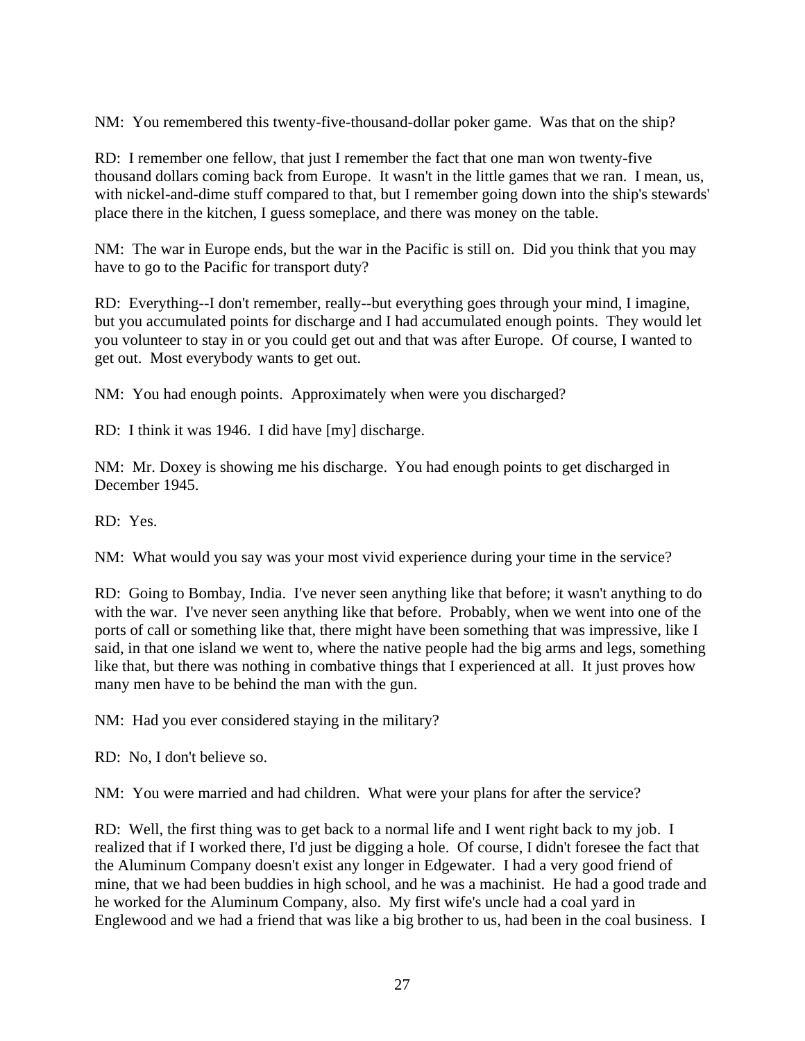NM: You remembered this twenty-five-thousand-dollar poker game. Was that on the ship?

RD: I remember one fellow, that just I remember the fact that one man won twenty-five thousand dollars coming back from Europe. It wasn't in the little games that we ran. I mean, us, with nickel-and-dime stuff compared to that, but I remember going down into the ship's stewards' place there in the kitchen, I guess someplace, and there was money on the table.

NM: The war in Europe ends, but the war in the Pacific is still on. Did you think that you may have to go to the Pacific for transport duty?

RD: Everything--I don't remember, really--but everything goes through your mind, I imagine, but you accumulated points for discharge and I had accumulated enough points. They would let you volunteer to stay in or you could get out and that was after Europe. Of course, I wanted to get out. Most everybody wants to get out.

NM: You had enough points. Approximately when were you discharged?

RD: I think it was 1946. I did have [my] discharge.

NM: Mr. Doxey is showing me his discharge. You had enough points to get discharged in December 1945.

RD: Yes.

NM: What would you say was your most vivid experience during your time in the service?

RD: Going to Bombay, India. I've never seen anything like that before; it wasn't anything to do with the war. I've never seen anything like that before. Probably, when we went into one of the ports of call or something like that, there might have been something that was impressive, like I said, in that one island we went to, where the native people had the big arms and legs, something like that, but there was nothing in combative things that I experienced at all. It just proves how many men have to be behind the man with the gun.

NM: Had you ever considered staying in the military?

RD: No, I don't believe so.

NM: You were married and had children. What were your plans for after the service?

RD: Well, the first thing was to get back to a normal life and I went right back to my job. I realized that if I worked there, I'd just be digging a hole. Of course, I didn't foresee the fact that the Aluminum Company doesn't exist any longer in Edgewater. I had a very good friend of mine, that we had been buddies in high school, and he was a machinist. He had a good trade and he worked for the Aluminum Company, also. My first wife's uncle had a coal yard in Englewood and we had a friend that was like a big brother to us, had been in the coal business. I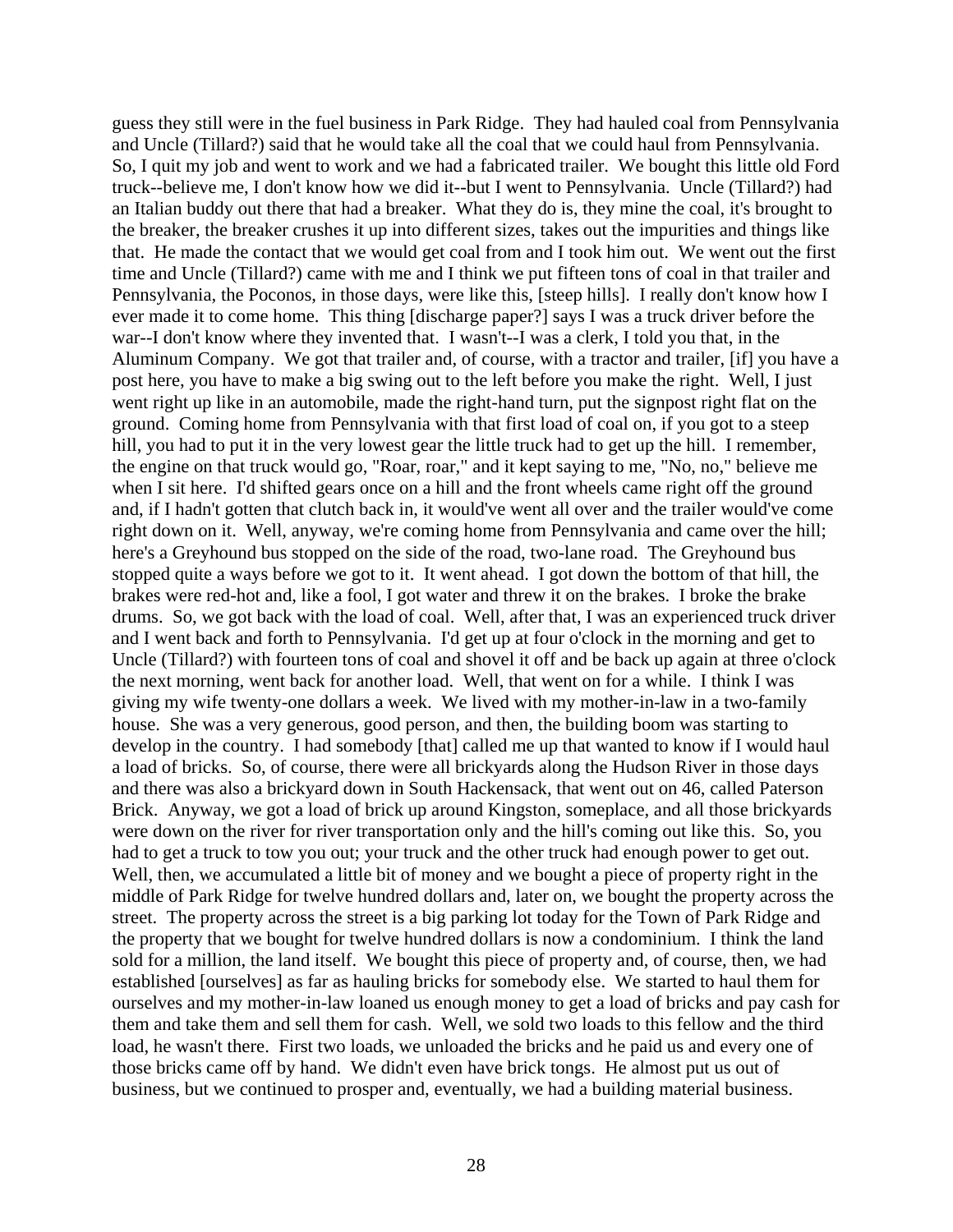guess they still were in the fuel business in Park Ridge. They had hauled coal from Pennsylvania and Uncle (Tillard?) said that he would take all the coal that we could haul from Pennsylvania. So, I quit my job and went to work and we had a fabricated trailer. We bought this little old Ford truck--believe me, I don't know how we did it--but I went to Pennsylvania. Uncle (Tillard?) had an Italian buddy out there that had a breaker. What they do is, they mine the coal, it's brought to the breaker, the breaker crushes it up into different sizes, takes out the impurities and things like that. He made the contact that we would get coal from and I took him out. We went out the first time and Uncle (Tillard?) came with me and I think we put fifteen tons of coal in that trailer and Pennsylvania, the Poconos, in those days, were like this, [steep hills]. I really don't know how I ever made it to come home. This thing [discharge paper?] says I was a truck driver before the war--I don't know where they invented that. I wasn't--I was a clerk, I told you that, in the Aluminum Company. We got that trailer and, of course, with a tractor and trailer, [if] you have a post here, you have to make a big swing out to the left before you make the right. Well, I just went right up like in an automobile, made the right-hand turn, put the signpost right flat on the ground. Coming home from Pennsylvania with that first load of coal on, if you got to a steep hill, you had to put it in the very lowest gear the little truck had to get up the hill. I remember, the engine on that truck would go, "Roar, roar," and it kept saying to me, "No, no," believe me when I sit here. I'd shifted gears once on a hill and the front wheels came right off the ground and, if I hadn't gotten that clutch back in, it would've went all over and the trailer would've come right down on it. Well, anyway, we're coming home from Pennsylvania and came over the hill; here's a Greyhound bus stopped on the side of the road, two-lane road. The Greyhound bus stopped quite a ways before we got to it. It went ahead. I got down the bottom of that hill, the brakes were red-hot and, like a fool, I got water and threw it on the brakes. I broke the brake drums. So, we got back with the load of coal. Well, after that, I was an experienced truck driver and I went back and forth to Pennsylvania. I'd get up at four o'clock in the morning and get to Uncle (Tillard?) with fourteen tons of coal and shovel it off and be back up again at three o'clock the next morning, went back for another load. Well, that went on for a while. I think I was giving my wife twenty-one dollars a week. We lived with my mother-in-law in a two-family house. She was a very generous, good person, and then, the building boom was starting to develop in the country. I had somebody [that] called me up that wanted to know if I would haul a load of bricks. So, of course, there were all brickyards along the Hudson River in those days and there was also a brickyard down in South Hackensack, that went out on 46, called Paterson Brick. Anyway, we got a load of brick up around Kingston, someplace, and all those brickyards were down on the river for river transportation only and the hill's coming out like this. So, you had to get a truck to tow you out; your truck and the other truck had enough power to get out. Well, then, we accumulated a little bit of money and we bought a piece of property right in the middle of Park Ridge for twelve hundred dollars and, later on, we bought the property across the street. The property across the street is a big parking lot today for the Town of Park Ridge and the property that we bought for twelve hundred dollars is now a condominium. I think the land sold for a million, the land itself. We bought this piece of property and, of course, then, we had established [ourselves] as far as hauling bricks for somebody else. We started to haul them for ourselves and my mother-in-law loaned us enough money to get a load of bricks and pay cash for them and take them and sell them for cash. Well, we sold two loads to this fellow and the third load, he wasn't there. First two loads, we unloaded the bricks and he paid us and every one of those bricks came off by hand. We didn't even have brick tongs. He almost put us out of business, but we continued to prosper and, eventually, we had a building material business.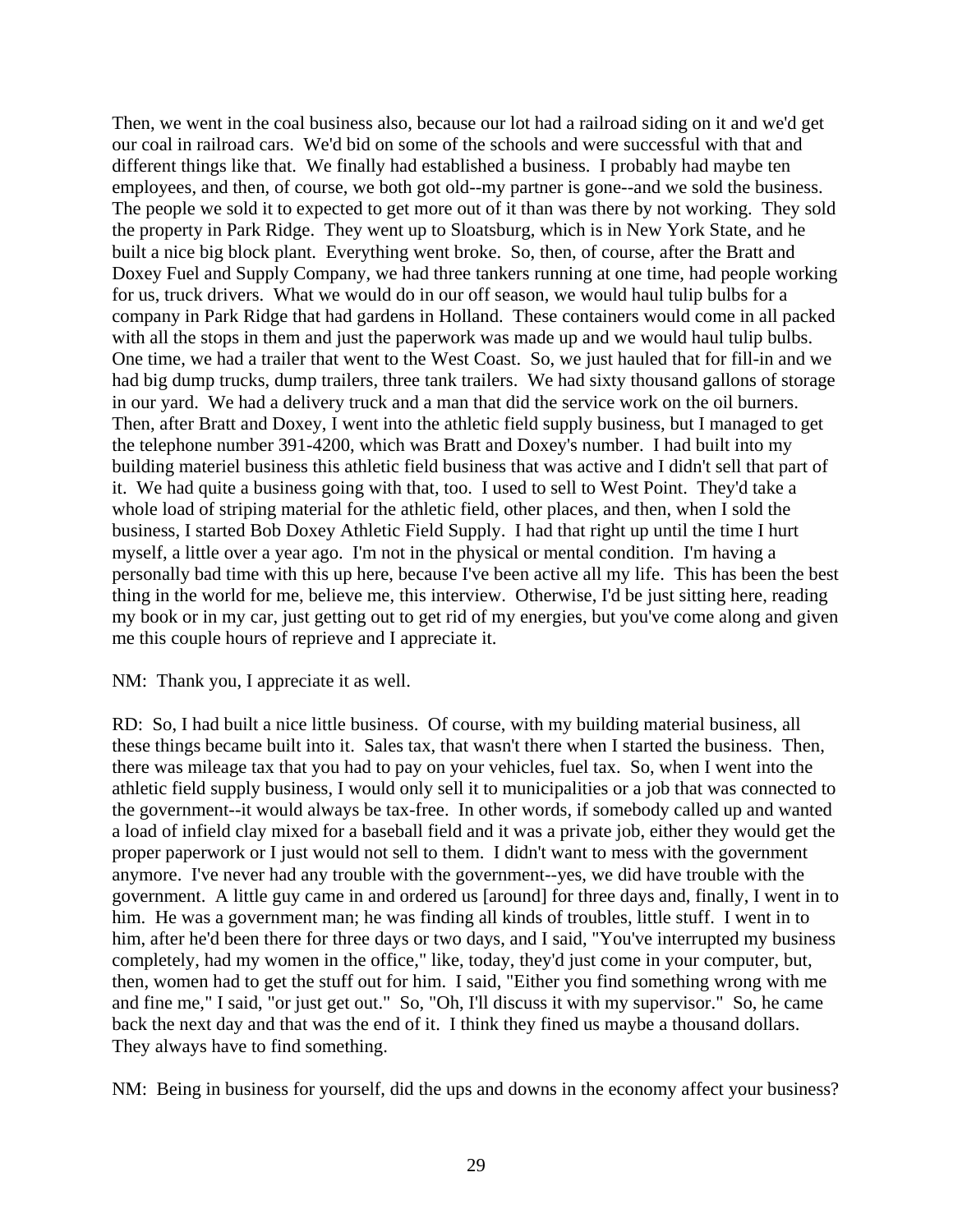Then, we went in the coal business also, because our lot had a railroad siding on it and we'd get our coal in railroad cars. We'd bid on some of the schools and were successful with that and different things like that. We finally had established a business. I probably had maybe ten employees, and then, of course, we both got old--my partner is gone--and we sold the business. The people we sold it to expected to get more out of it than was there by not working. They sold the property in Park Ridge. They went up to Sloatsburg, which is in New York State, and he built a nice big block plant. Everything went broke. So, then, of course, after the Bratt and Doxey Fuel and Supply Company, we had three tankers running at one time, had people working for us, truck drivers. What we would do in our off season, we would haul tulip bulbs for a company in Park Ridge that had gardens in Holland. These containers would come in all packed with all the stops in them and just the paperwork was made up and we would haul tulip bulbs. One time, we had a trailer that went to the West Coast. So, we just hauled that for fill-in and we had big dump trucks, dump trailers, three tank trailers. We had sixty thousand gallons of storage in our yard. We had a delivery truck and a man that did the service work on the oil burners. Then, after Bratt and Doxey, I went into the athletic field supply business, but I managed to get the telephone number 391-4200, which was Bratt and Doxey's number. I had built into my building materiel business this athletic field business that was active and I didn't sell that part of it. We had quite a business going with that, too. I used to sell to West Point. They'd take a whole load of striping material for the athletic field, other places, and then, when I sold the business, I started Bob Doxey Athletic Field Supply. I had that right up until the time I hurt myself, a little over a year ago. I'm not in the physical or mental condition. I'm having a personally bad time with this up here, because I've been active all my life. This has been the best thing in the world for me, believe me, this interview. Otherwise, I'd be just sitting here, reading my book or in my car, just getting out to get rid of my energies, but you've come along and given me this couple hours of reprieve and I appreciate it.

NM: Thank you, I appreciate it as well.

RD: So, I had built a nice little business. Of course, with my building material business, all these things became built into it. Sales tax, that wasn't there when I started the business. Then, there was mileage tax that you had to pay on your vehicles, fuel tax. So, when I went into the athletic field supply business, I would only sell it to municipalities or a job that was connected to the government--it would always be tax-free. In other words, if somebody called up and wanted a load of infield clay mixed for a baseball field and it was a private job, either they would get the proper paperwork or I just would not sell to them. I didn't want to mess with the government anymore. I've never had any trouble with the government--yes, we did have trouble with the government. A little guy came in and ordered us [around] for three days and, finally, I went in to him. He was a government man; he was finding all kinds of troubles, little stuff. I went in to him, after he'd been there for three days or two days, and I said, "You've interrupted my business completely, had my women in the office," like, today, they'd just come in your computer, but, then, women had to get the stuff out for him. I said, "Either you find something wrong with me and fine me," I said, "or just get out." So, "Oh, I'll discuss it with my supervisor." So, he came back the next day and that was the end of it. I think they fined us maybe a thousand dollars. They always have to find something.

NM: Being in business for yourself, did the ups and downs in the economy affect your business?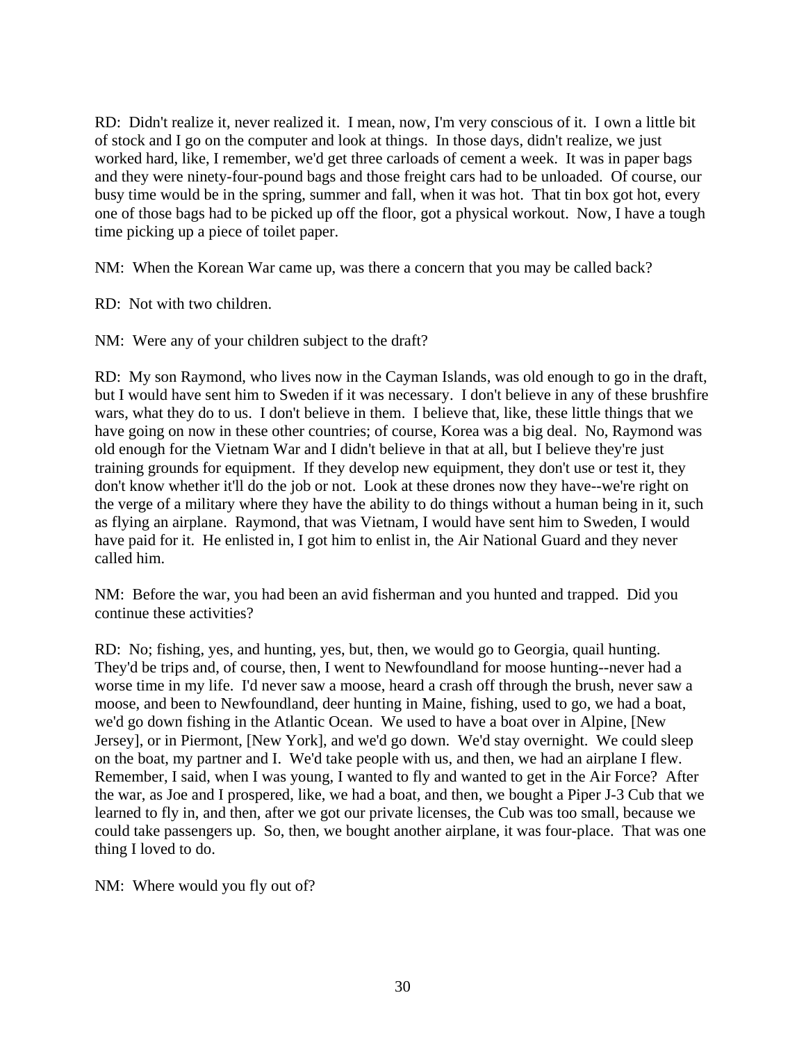RD: Didn't realize it, never realized it. I mean, now, I'm very conscious of it. I own a little bit of stock and I go on the computer and look at things. In those days, didn't realize, we just worked hard, like, I remember, we'd get three carloads of cement a week. It was in paper bags and they were ninety-four-pound bags and those freight cars had to be unloaded. Of course, our busy time would be in the spring, summer and fall, when it was hot. That tin box got hot, every one of those bags had to be picked up off the floor, got a physical workout. Now, I have a tough time picking up a piece of toilet paper.

NM: When the Korean War came up, was there a concern that you may be called back?

RD: Not with two children.

NM: Were any of your children subject to the draft?

RD: My son Raymond, who lives now in the Cayman Islands, was old enough to go in the draft, but I would have sent him to Sweden if it was necessary. I don't believe in any of these brushfire wars, what they do to us. I don't believe in them. I believe that, like, these little things that we have going on now in these other countries; of course, Korea was a big deal. No, Raymond was old enough for the Vietnam War and I didn't believe in that at all, but I believe they're just training grounds for equipment. If they develop new equipment, they don't use or test it, they don't know whether it'll do the job or not. Look at these drones now they have--we're right on the verge of a military where they have the ability to do things without a human being in it, such as flying an airplane. Raymond, that was Vietnam, I would have sent him to Sweden, I would have paid for it. He enlisted in, I got him to enlist in, the Air National Guard and they never called him.

NM: Before the war, you had been an avid fisherman and you hunted and trapped. Did you continue these activities?

RD: No; fishing, yes, and hunting, yes, but, then, we would go to Georgia, quail hunting. They'd be trips and, of course, then, I went to Newfoundland for moose hunting--never had a worse time in my life. I'd never saw a moose, heard a crash off through the brush, never saw a moose, and been to Newfoundland, deer hunting in Maine, fishing, used to go, we had a boat, we'd go down fishing in the Atlantic Ocean. We used to have a boat over in Alpine, [New Jersey], or in Piermont, [New York], and we'd go down. We'd stay overnight. We could sleep on the boat, my partner and I. We'd take people with us, and then, we had an airplane I flew. Remember, I said, when I was young, I wanted to fly and wanted to get in the Air Force? After the war, as Joe and I prospered, like, we had a boat, and then, we bought a Piper J-3 Cub that we learned to fly in, and then, after we got our private licenses, the Cub was too small, because we could take passengers up. So, then, we bought another airplane, it was four-place. That was one thing I loved to do.

NM: Where would you fly out of?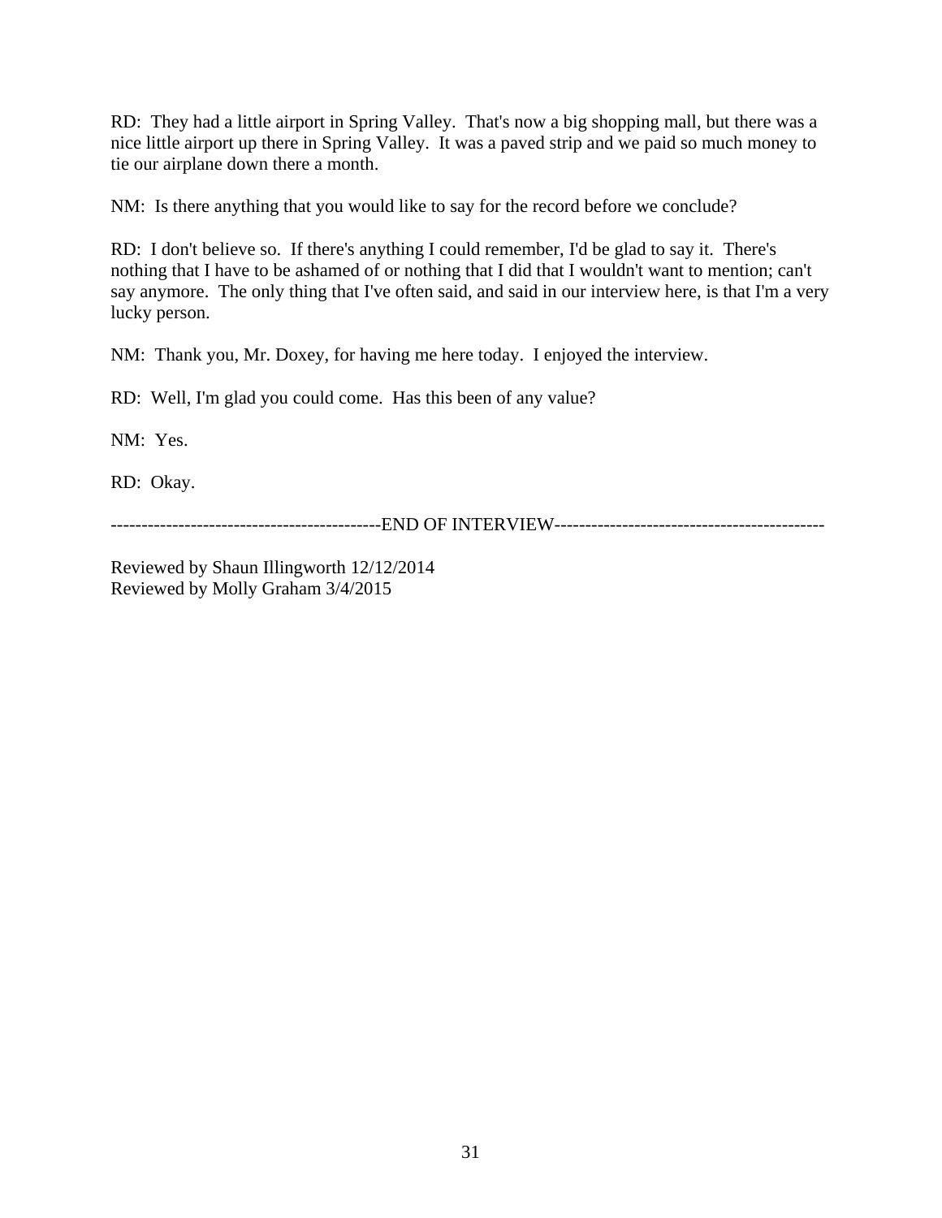RD: They had a little airport in Spring Valley. That's now a big shopping mall, but there was a nice little airport up there in Spring Valley. It was a paved strip and we paid so much money to tie our airplane down there a month.

NM: Is there anything that you would like to say for the record before we conclude?

RD: I don't believe so. If there's anything I could remember, I'd be glad to say it. There's nothing that I have to be ashamed of or nothing that I did that I wouldn't want to mention; can't say anymore. The only thing that I've often said, and said in our interview here, is that I'm a very lucky person.

NM: Thank you, Mr. Doxey, for having me here today. I enjoyed the interview.

RD: Well, I'm glad you could come. Has this been of any value?

NM: Yes.

RD: Okay.

--------------------------------------------END OF INTERVIEW--------------------------------------------

Reviewed by Shaun Illingworth 12/12/2014
Reviewed by Molly Graham 3/4/2015